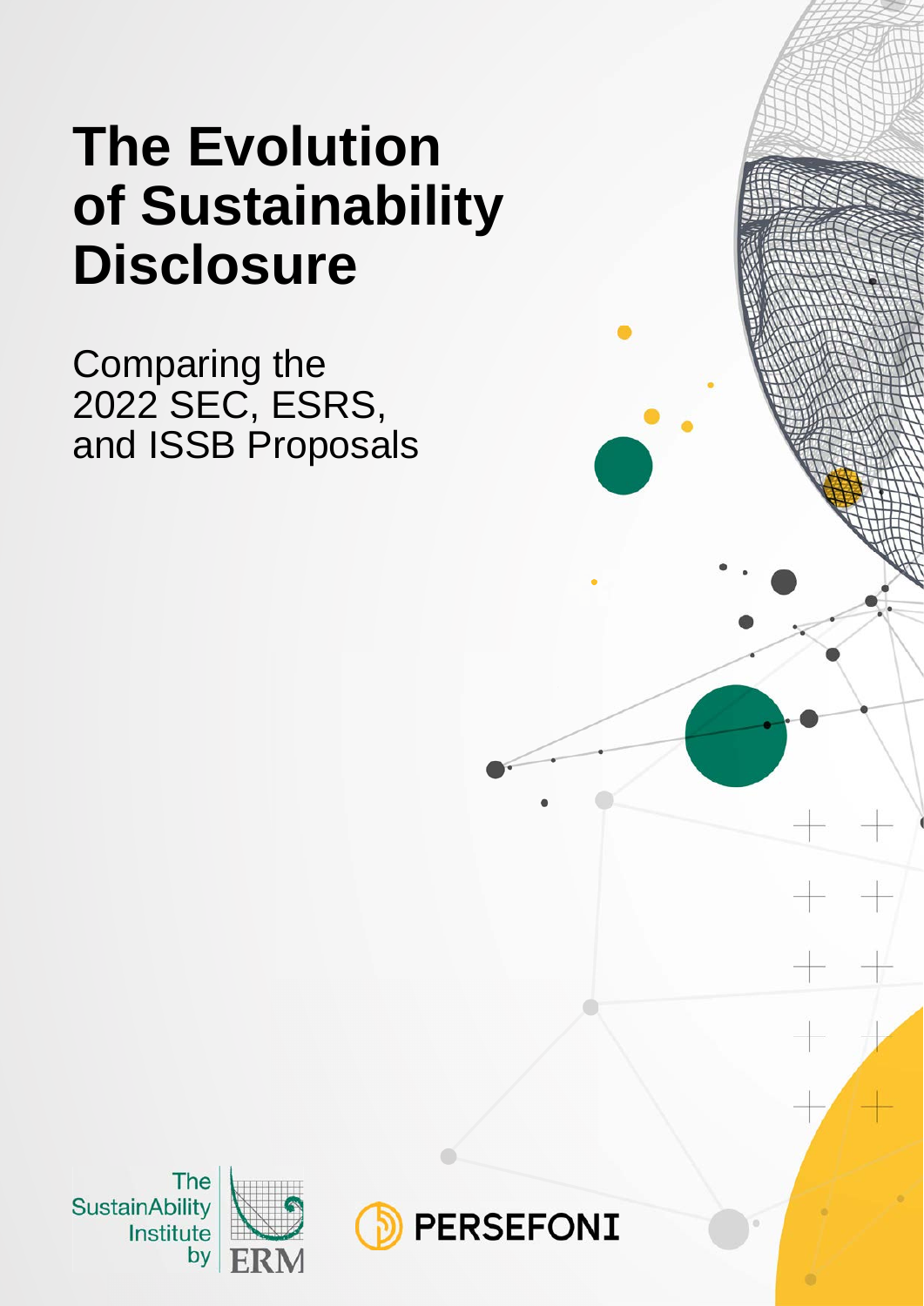# The Evolution of Sustainability Disclosure

Comparing the 2022 SEC, ESRS, and ISSB Proposals

The SustainAbility Institute by ERM

PERSEFONI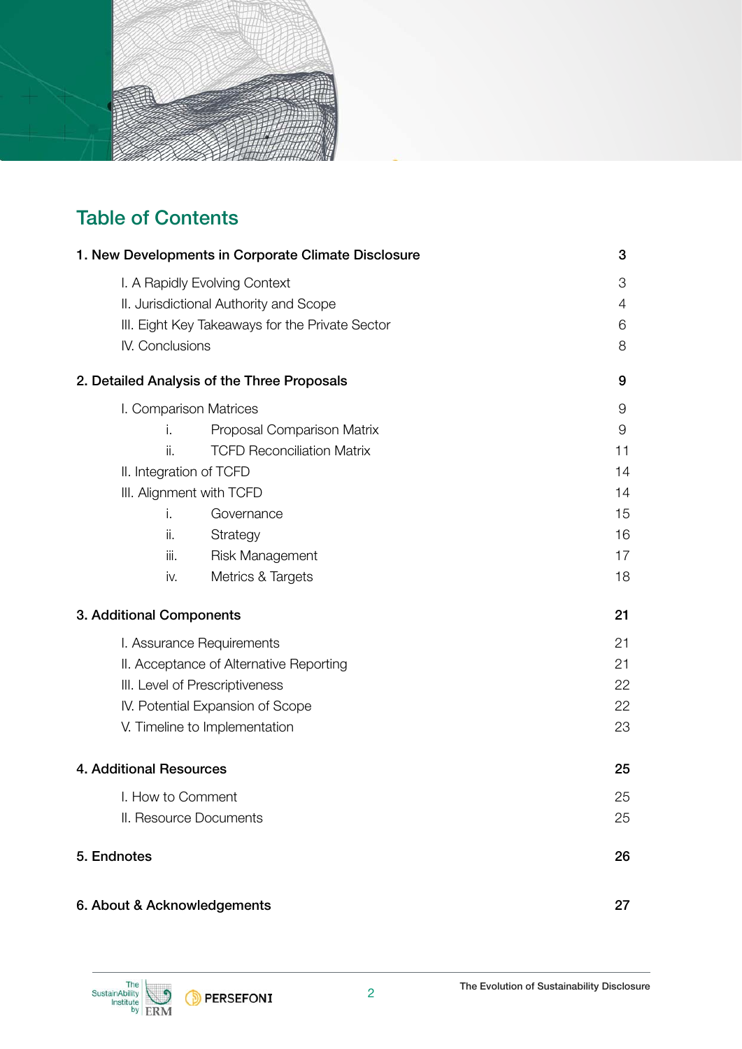## Table of Contents

| | |
|---|---|
| **1. New Developments in Corporate Climate Disclosure** | **3** |
| I. A Rapidly Evolving Context | 3 |
| II. Jurisdictional Authority and Scope | 4 |
| III. Eight Key Takeaways for the Private Sector | 6 |
| IV. Conclusions | 8 |
| **2. Detailed Analysis of the Three Proposals** | **9** |
| I. Comparison Matrices | 9 |
| i. Proposal Comparison Matrix | 9 |
| ii. TCFD Reconciliation Matrix | 11 |
| II. Integration of TCFD | 14 |
| III. Alignment with TCFD | 14 |
| i. Governance | 15 |
| ii. Strategy | 16 |
| iii. Risk Management | 17 |
| iv. Metrics & Targets | 18 |
| **3. Additional Components** | **21** |
| I. Assurance Requirements | 21 |
| II. Acceptance of Alternative Reporting | 21 |
| III. Level of Prescriptiveness | 22 |
| IV. Potential Expansion of Scope | 22 |
| V. Timeline to Implementation | 23 |
| **4. Additional Resources** | **25** |
| I. How to Comment | 25 |
| II. Resource Documents | 25 |
| **5. Endnotes** | **26** |
| **6. About & Acknowledgements** | **27** |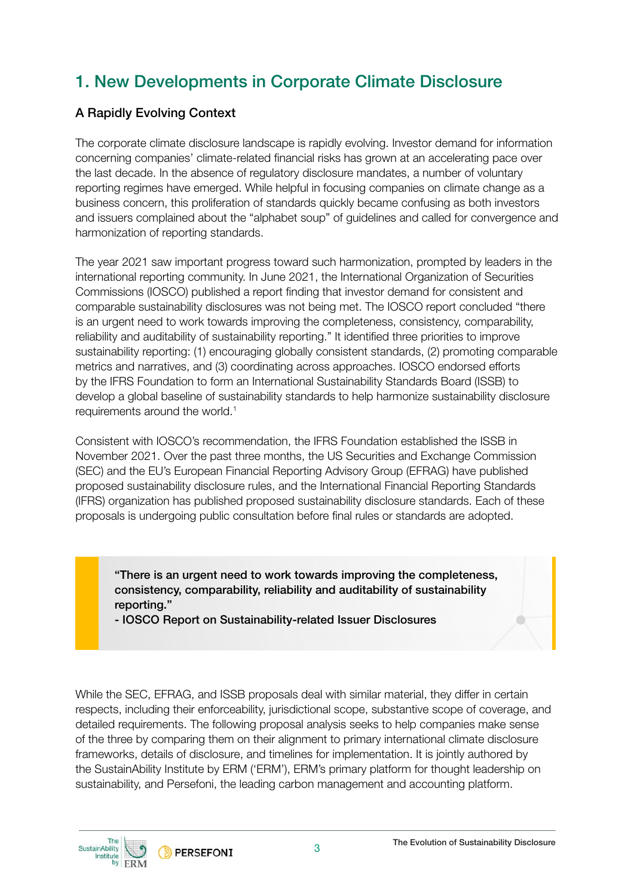# 1. New Developments in Corporate Climate Disclosure

## A Rapidly Evolving Context

The corporate climate disclosure landscape is rapidly evolving. Investor demand for information concerning companies' climate-related financial risks has grown at an accelerating pace over the last decade. In the absence of regulatory disclosure mandates, a number of voluntary reporting regimes have emerged. While helpful in focusing companies on climate change as a business concern, this proliferation of standards quickly became confusing as both investors and issuers complained about the "alphabet soup" of guidelines and called for convergence and harmonization of reporting standards.

The year 2021 saw important progress toward such harmonization, prompted by leaders in the international reporting community. In June 2021, the International Organization of Securities Commissions (IOSCO) published a report finding that investor demand for consistent and comparable sustainability disclosures was not being met. The IOSCO report concluded "there is an urgent need to work towards improving the completeness, consistency, comparability, reliability and auditability of sustainability reporting." It identified three priorities to improve sustainability reporting: (1) encouraging globally consistent standards, (2) promoting comparable metrics and narratives, and (3) coordinating across approaches. IOSCO endorsed efforts by the IFRS Foundation to form an International Sustainability Standards Board (ISSB) to develop a global baseline of sustainability standards to help harmonize sustainability disclosure requirements around the world.[1]

Consistent with IOSCO's recommendation, the IFRS Foundation established the ISSB in November 2021. Over the past three months, the US Securities and Exchange Commission (SEC) and the EU's European Financial Reporting Advisory Group (EFRAG) have published proposed sustainability disclosure rules, and the International Financial Reporting Standards (IFRS) organization has published proposed sustainability disclosure standards. Each of these proposals is undergoing public consultation before final rules or standards are adopted.

> **"There is an urgent need to work towards improving the completeness, consistency, comparability, reliability and auditability of sustainability reporting."**
> **- IOSCO Report on Sustainability-related Issuer Disclosures**

While the SEC, EFRAG, and ISSB proposals deal with similar material, they differ in certain respects, including their enforceability, jurisdictional scope, substantive scope of coverage, and detailed requirements. The following proposal analysis seeks to help companies make sense of the three by comparing them on their alignment to primary international climate disclosure frameworks, details of disclosure, and timelines for implementation. It is jointly authored by the SustainAbility Institute by ERM ('ERM'), ERM's primary platform for thought leadership on sustainability, and Persefoni, the leading carbon management and accounting platform.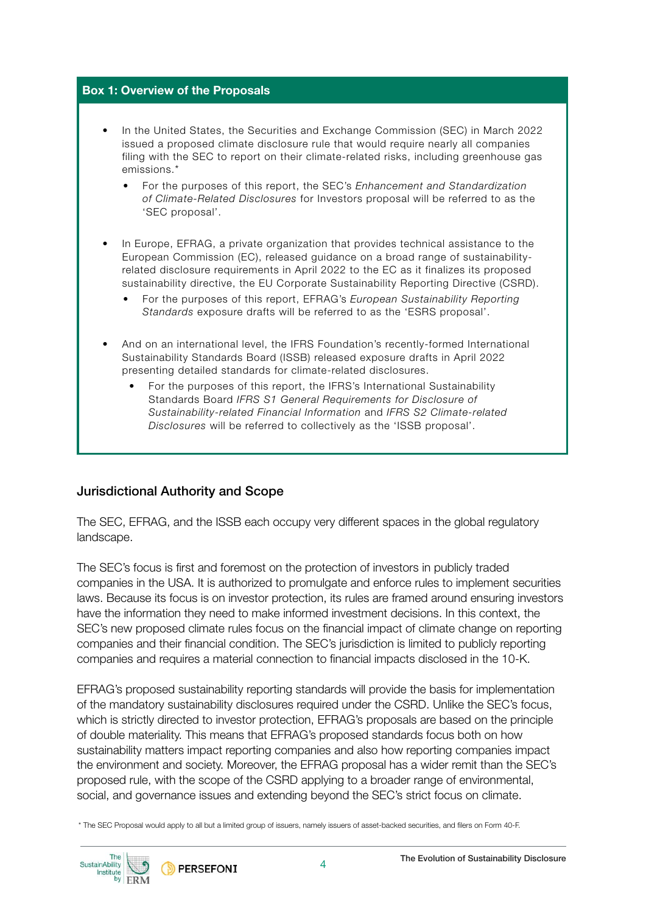**Box 1: Overview of the Proposals**

- In the United States, the Securities and Exchange Commission (SEC) in March 2022 issued a proposed climate disclosure rule that would require nearly all companies filing with the SEC to report on their climate-related risks, including greenhouse gas emissions.*
  - For the purposes of this report, the SEC's *Enhancement and Standardization of Climate-Related Disclosures* for Investors proposal will be referred to as the 'SEC proposal'.
- In Europe, EFRAG, a private organization that provides technical assistance to the European Commission (EC), released guidance on a broad range of sustainability-related disclosure requirements in April 2022 to the EC as it finalizes its proposed sustainability directive, the EU Corporate Sustainability Reporting Directive (CSRD).
  - For the purposes of this report, EFRAG's *European Sustainability Reporting Standards* exposure drafts will be referred to as the 'ESRS proposal'.
- And on an international level, the IFRS Foundation's recently-formed International Sustainability Standards Board (ISSB) released exposure drafts in April 2022 presenting detailed standards for climate-related disclosures.
  - For the purposes of this report, the IFRS's International Sustainability Standards Board *IFRS S1 General Requirements for Disclosure of Sustainability-related Financial Information* and *IFRS S2 Climate-related Disclosures* will be referred to collectively as the 'ISSB proposal'.

## Jurisdictional Authority and Scope

The SEC, EFRAG, and the ISSB each occupy very different spaces in the global regulatory landscape.

The SEC's focus is first and foremost on the protection of investors in publicly traded companies in the USA. It is authorized to promulgate and enforce rules to implement securities laws. Because its focus is on investor protection, its rules are framed around ensuring investors have the information they need to make informed investment decisions. In this context, the SEC's new proposed climate rules focus on the financial impact of climate change on reporting companies and their financial condition. The SEC's jurisdiction is limited to publicly reporting companies and requires a material connection to financial impacts disclosed in the 10-K.

EFRAG's proposed sustainability reporting standards will provide the basis for implementation of the mandatory sustainability disclosures required under the CSRD. Unlike the SEC's focus, which is strictly directed to investor protection, EFRAG's proposals are based on the principle of double materiality. This means that EFRAG's proposed standards focus both on how sustainability matters impact reporting companies and also how reporting companies impact the environment and society. Moreover, the EFRAG proposal has a wider remit than the SEC's proposed rule, with the scope of the CSRD applying to a broader range of environmental, social, and governance issues and extending beyond the SEC's strict focus on climate.

\* The SEC Proposal would apply to all but a limited group of issuers, namely issuers of asset-backed securities, and filers on Form 40-F.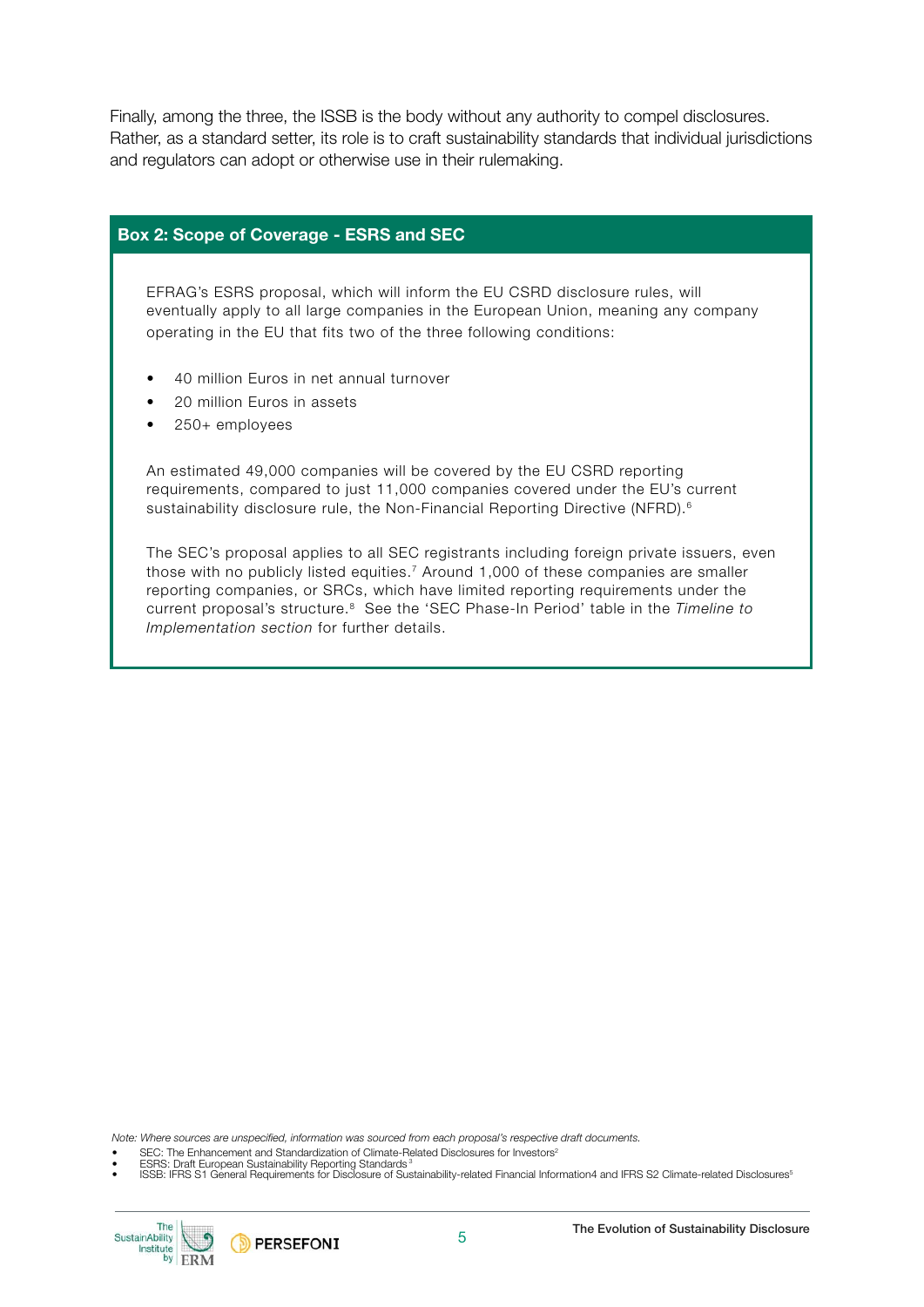Finally, among the three, the ISSB is the body without any authority to compel disclosures. Rather, as a standard setter, its role is to craft sustainability standards that individual jurisdictions and regulators can adopt or otherwise use in their rulemaking.

### Box 2: Scope of Coverage - ESRS and SEC

EFRAG's ESRS proposal, which will inform the EU CSRD disclosure rules, will eventually apply to all large companies in the European Union, meaning any company operating in the EU that fits two of the three following conditions:

- 40 million Euros in net annual turnover
- 20 million Euros in assets
- 250+ employees

An estimated 49,000 companies will be covered by the EU CSRD reporting requirements, compared to just 11,000 companies covered under the EU's current sustainability disclosure rule, the Non-Financial Reporting Directive (NFRD).[6]

The SEC's proposal applies to all SEC registrants including foreign private issuers, even those with no publicly listed equities.[7] Around 1,000 of these companies are smaller reporting companies, or SRCs, which have limited reporting requirements under the current proposal's structure.[8] See the 'SEC Phase-In Period' table in the *Timeline to Implementation section* for further details.

*Note: Where sources are unspecified, information was sourced from each proposal's respective draft documents.*

- SEC: The Enhancement and Standardization of Climate-Related Disclosures for Investors[2]
- ESRS: Draft European Sustainability Reporting Standards[3]
- ISSB: IFRS S1 General Requirements for Disclosure of Sustainability-related Financial Information4 and IFRS S2 Climate-related Disclosures[5]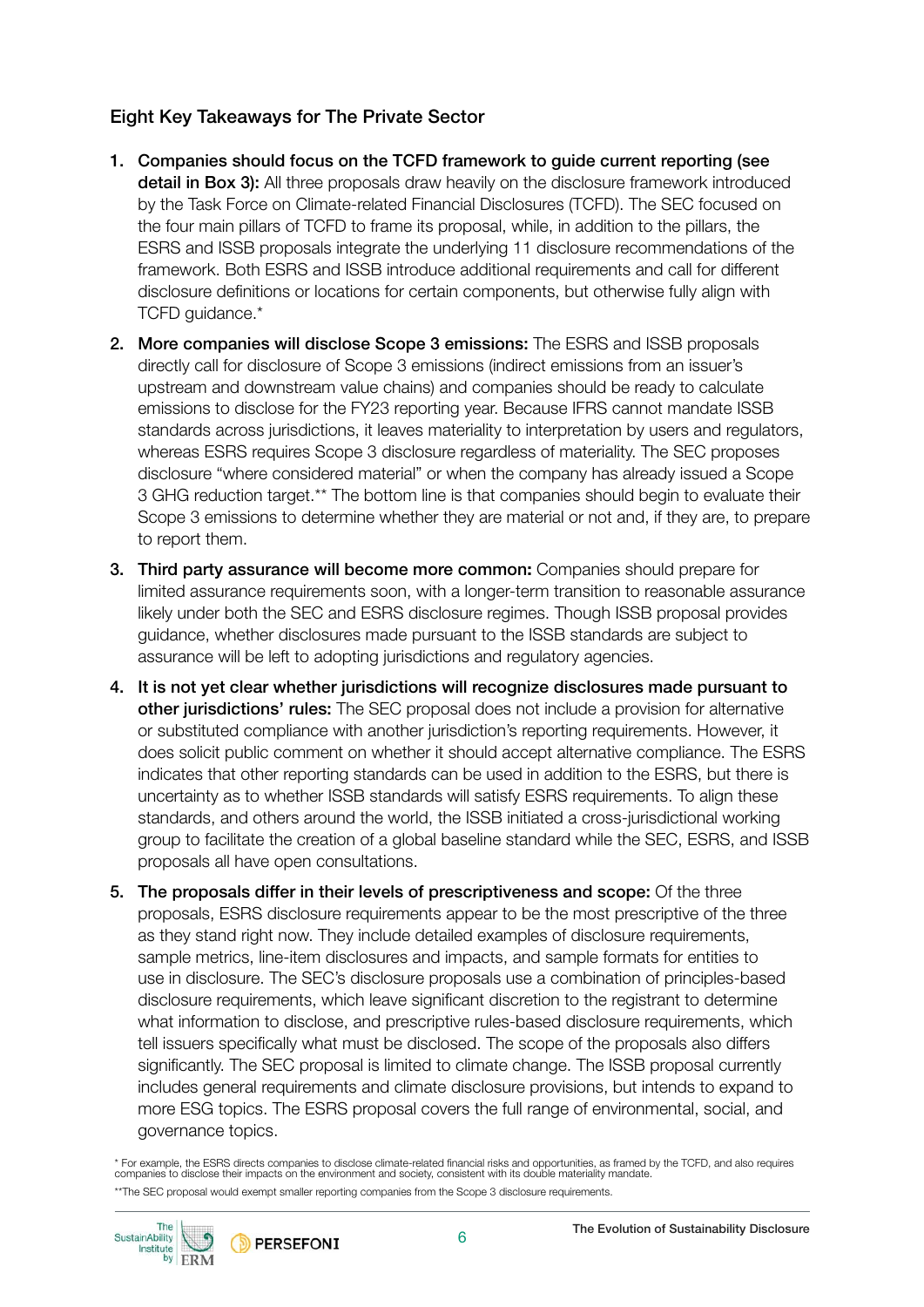## Eight Key Takeaways for The Private Sector

1. **Companies should focus on the TCFD framework to guide current reporting (see detail in Box 3):** All three proposals draw heavily on the disclosure framework introduced by the Task Force on Climate-related Financial Disclosures (TCFD). The SEC focused on the four main pillars of TCFD to frame its proposal, while, in addition to the pillars, the ESRS and ISSB proposals integrate the underlying 11 disclosure recommendations of the framework. Both ESRS and ISSB introduce additional requirements and call for different disclosure definitions or locations for certain components, but otherwise fully align with TCFD guidance.*

2. **More companies will disclose Scope 3 emissions:** The ESRS and ISSB proposals directly call for disclosure of Scope 3 emissions (indirect emissions from an issuer's upstream and downstream value chains) and companies should be ready to calculate emissions to disclose for the FY23 reporting year. Because IFRS cannot mandate ISSB standards across jurisdictions, it leaves materiality to interpretation by users and regulators, whereas ESRS requires Scope 3 disclosure regardless of materiality. The SEC proposes disclosure "where considered material" or when the company has already issued a Scope 3 GHG reduction target.** The bottom line is that companies should begin to evaluate their Scope 3 emissions to determine whether they are material or not and, if they are, to prepare to report them.

3. **Third party assurance will become more common:** Companies should prepare for limited assurance requirements soon, with a longer-term transition to reasonable assurance likely under both the SEC and ESRS disclosure regimes. Though ISSB proposal provides guidance, whether disclosures made pursuant to the ISSB standards are subject to assurance will be left to adopting jurisdictions and regulatory agencies.

4. **It is not yet clear whether jurisdictions will recognize disclosures made pursuant to other jurisdictions' rules:** The SEC proposal does not include a provision for alternative or substituted compliance with another jurisdiction's reporting requirements. However, it does solicit public comment on whether it should accept alternative compliance. The ESRS indicates that other reporting standards can be used in addition to the ESRS, but there is uncertainty as to whether ISSB standards will satisfy ESRS requirements. To align these standards, and others around the world, the ISSB initiated a cross-jurisdictional working group to facilitate the creation of a global baseline standard while the SEC, ESRS, and ISSB proposals all have open consultations.

5. **The proposals differ in their levels of prescriptiveness and scope:** Of the three proposals, ESRS disclosure requirements appear to be the most prescriptive of the three as they stand right now. They include detailed examples of disclosure requirements, sample metrics, line-item disclosures and impacts, and sample formats for entities to use in disclosure. The SEC's disclosure proposals use a combination of principles-based disclosure requirements, which leave significant discretion to the registrant to determine what information to disclose, and prescriptive rules-based disclosure requirements, which tell issuers specifically what must be disclosed. The scope of the proposals also differs significantly. The SEC proposal is limited to climate change. The ISSB proposal currently includes general requirements and climate disclosure provisions, but intends to expand to more ESG topics. The ESRS proposal covers the full range of environmental, social, and governance topics.

\* For example, the ESRS directs companies to disclose climate-related financial risks and opportunities, as framed by the TCFD, and also requires companies to disclose their impacts on the environment and society, consistent with its double materiality mandate.

\**The SEC proposal would exempt smaller reporting companies from the Scope 3 disclosure requirements.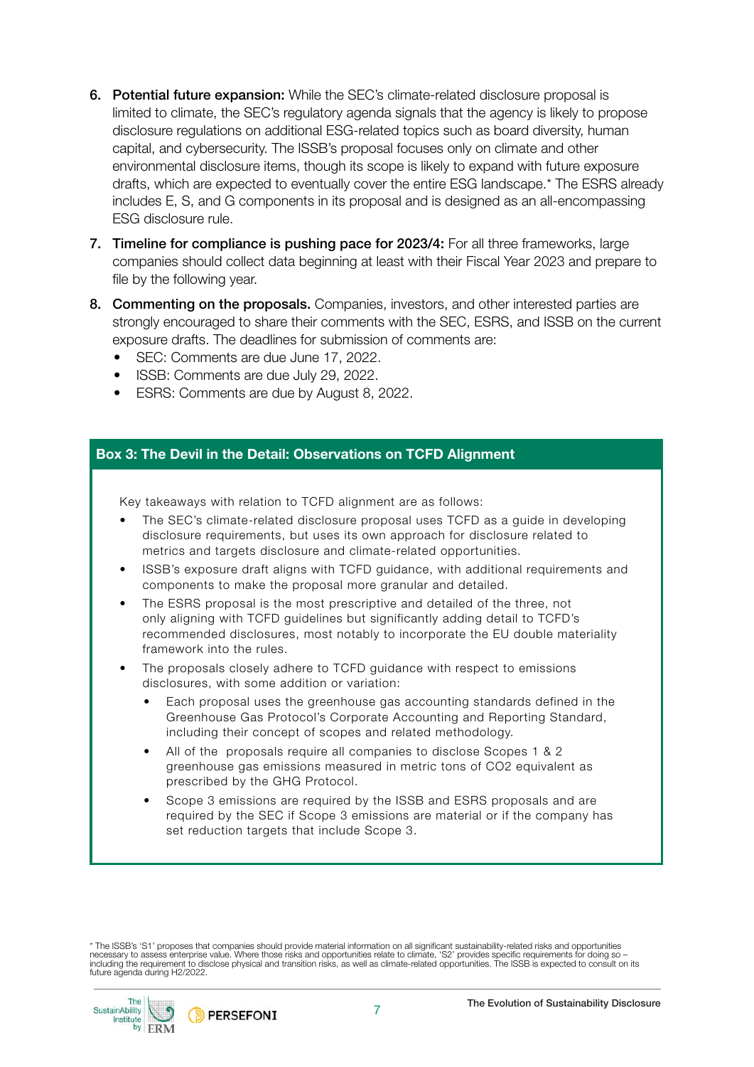6. **Potential future expansion:** While the SEC's climate-related disclosure proposal is limited to climate, the SEC's regulatory agenda signals that the agency is likely to propose disclosure regulations on additional ESG-related topics such as board diversity, human capital, and cybersecurity. The ISSB's proposal focuses only on climate and other environmental disclosure items, though its scope is likely to expand with future exposure drafts, which are expected to eventually cover the entire ESG landscape.* The ESRS already includes E, S, and G components in its proposal and is designed as an all-encompassing ESG disclosure rule.

7. **Timeline for compliance is pushing pace for 2023/4:** For all three frameworks, large companies should collect data beginning at least with their Fiscal Year 2023 and prepare to file by the following year.

8. **Commenting on the proposals.** Companies, investors, and other interested parties are strongly encouraged to share their comments with the SEC, ESRS, and ISSB on the current exposure drafts. The deadlines for submission of comments are:
   - SEC: Comments are due June 17, 2022.
   - ISSB: Comments are due July 29, 2022.
   - ESRS: Comments are due by August 8, 2022.

### Box 3: The Devil in the Detail: Observations on TCFD Alignment

Key takeaways with relation to TCFD alignment are as follows:

- The SEC's climate-related disclosure proposal uses TCFD as a guide in developing disclosure requirements, but uses its own approach for disclosure related to metrics and targets disclosure and climate-related opportunities.
- ISSB's exposure draft aligns with TCFD guidance, with additional requirements and components to make the proposal more granular and detailed.
- The ESRS proposal is the most prescriptive and detailed of the three, not only aligning with TCFD guidelines but significantly adding detail to TCFD's recommended disclosures, most notably to incorporate the EU double materiality framework into the rules.
- The proposals closely adhere to TCFD guidance with respect to emissions disclosures, with some addition or variation:
  - Each proposal uses the greenhouse gas accounting standards defined in the Greenhouse Gas Protocol's Corporate Accounting and Reporting Standard, including their concept of scopes and related methodology.
  - All of the proposals require all companies to disclose Scopes 1 & 2 greenhouse gas emissions measured in metric tons of $CO_2$ equivalent as prescribed by the GHG Protocol.
  - Scope 3 emissions are required by the ISSB and ESRS proposals and are required by the SEC if Scope 3 emissions are material or if the company has set reduction targets that include Scope 3.

* The ISSB's 'S1' proposes that companies should provide material information on all significant sustainability-related risks and opportunities necessary to assess enterprise value. Where those risks and opportunities relate to climate, 'S2' provides specific requirements for doing so – including the requirement to disclose physical and transition risks, as well as climate-related opportunities. The ISSB is expected to consult on its future agenda during H2/2022.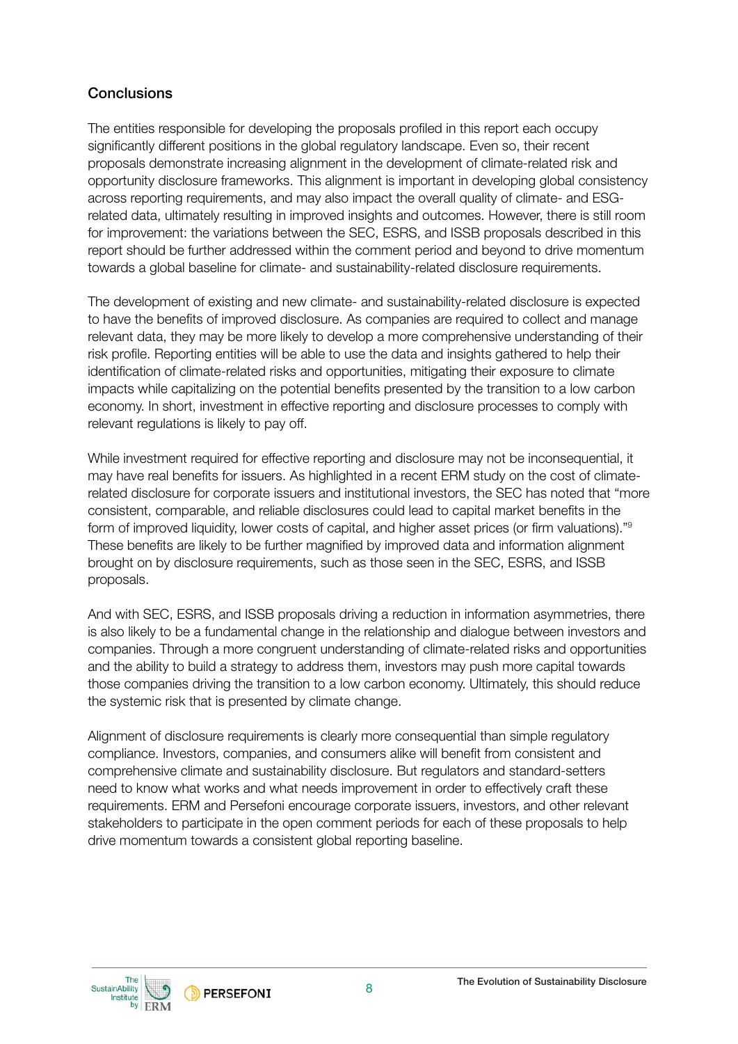## Conclusions

The entities responsible for developing the proposals profiled in this report each occupy significantly different positions in the global regulatory landscape. Even so, their recent proposals demonstrate increasing alignment in the development of climate-related risk and opportunity disclosure frameworks. This alignment is important in developing global consistency across reporting requirements, and may also impact the overall quality of climate- and ESG-related data, ultimately resulting in improved insights and outcomes. However, there is still room for improvement: the variations between the SEC, ESRS, and ISSB proposals described in this report should be further addressed within the comment period and beyond to drive momentum towards a global baseline for climate- and sustainability-related disclosure requirements.

The development of existing and new climate- and sustainability-related disclosure is expected to have the benefits of improved disclosure. As companies are required to collect and manage relevant data, they may be more likely to develop a more comprehensive understanding of their risk profile. Reporting entities will be able to use the data and insights gathered to help their identification of climate-related risks and opportunities, mitigating their exposure to climate impacts while capitalizing on the potential benefits presented by the transition to a low carbon economy. In short, investment in effective reporting and disclosure processes to comply with relevant regulations is likely to pay off.

While investment required for effective reporting and disclosure may not be inconsequential, it may have real benefits for issuers. As highlighted in a recent ERM study on the cost of climate-related disclosure for corporate issuers and institutional investors, the SEC has noted that "more consistent, comparable, and reliable disclosures could lead to capital market benefits in the form of improved liquidity, lower costs of capital, and higher asset prices (or firm valuations)."[9] These benefits are likely to be further magnified by improved data and information alignment brought on by disclosure requirements, such as those seen in the SEC, ESRS, and ISSB proposals.

And with SEC, ESRS, and ISSB proposals driving a reduction in information asymmetries, there is also likely to be a fundamental change in the relationship and dialogue between investors and companies. Through a more congruent understanding of climate-related risks and opportunities and the ability to build a strategy to address them, investors may push more capital towards those companies driving the transition to a low carbon economy. Ultimately, this should reduce the systemic risk that is presented by climate change.

Alignment of disclosure requirements is clearly more consequential than simple regulatory compliance. Investors, companies, and consumers alike will benefit from consistent and comprehensive climate and sustainability disclosure. But regulators and standard-setters need to know what works and what needs improvement in order to effectively craft these requirements. ERM and Persefoni encourage corporate issuers, investors, and other relevant stakeholders to participate in the open comment periods for each of these proposals to help drive momentum towards a consistent global reporting baseline.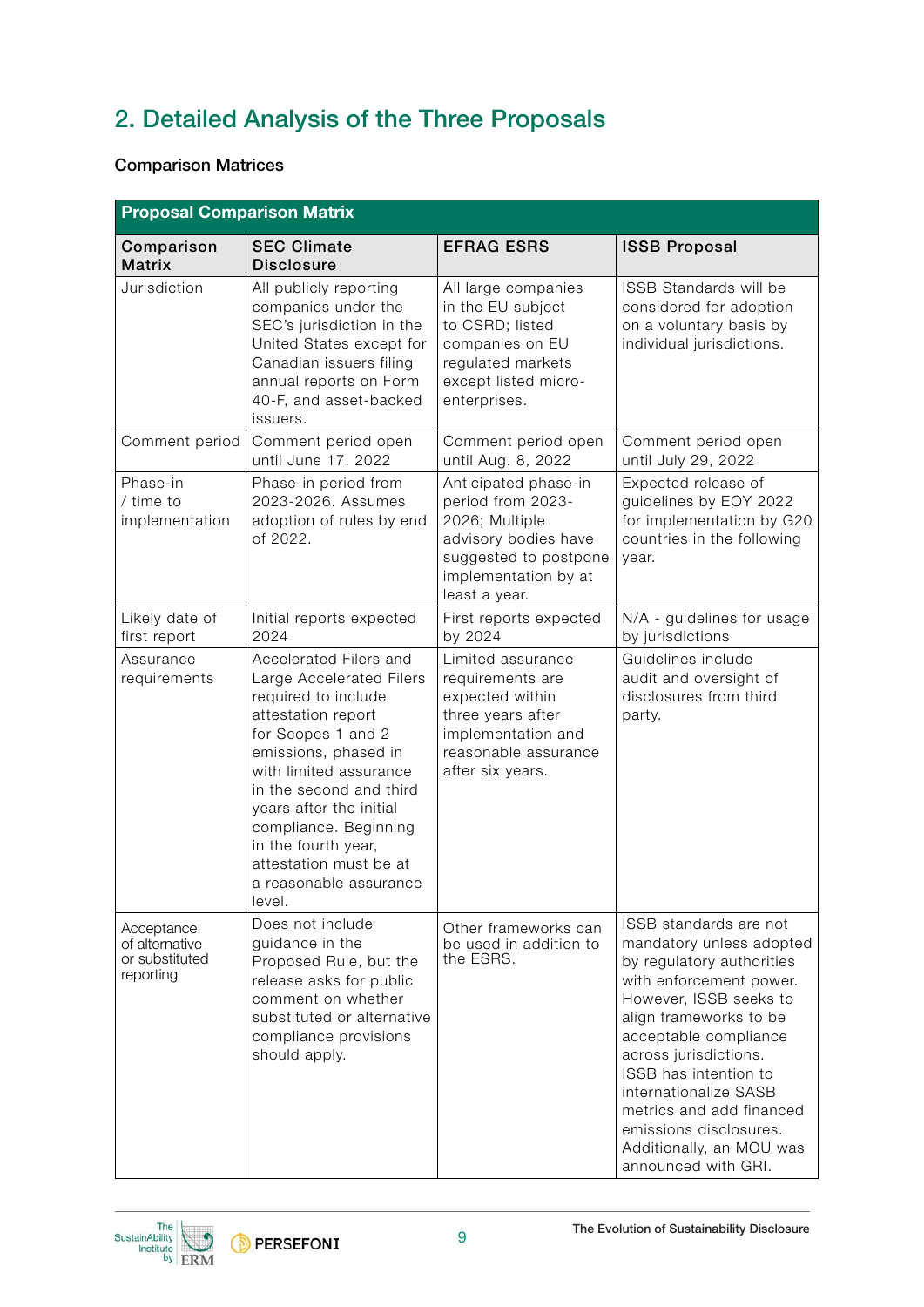## 2. Detailed Analysis of the Three Proposals

### Comparison Matrices

**Proposal Comparison Matrix**

| Comparison Matrix | SEC Climate Disclosure | EFRAG ESRS | ISSB Proposal |
|---|---|---|---|
| Jurisdiction | All publicly reporting companies under the SEC's jurisdiction in the United States except for Canadian issuers filing annual reports on Form 40-F, and asset-backed issuers. | All large companies in the EU subject to CSRD; listed companies on EU regulated markets except listed micro-enterprises. | ISSB Standards will be considered for adoption on a voluntary basis by individual jurisdictions. |
| Comment period | Comment period open until June 17, 2022 | Comment period open until Aug. 8, 2022 | Comment period open until July 29, 2022 |
| Phase-in / time to implementation | Phase-in period from 2023-2026. Assumes adoption of rules by end of 2022. | Anticipated phase-in period from 2023-2026; Multiple advisory bodies have suggested to postpone implementation by at least a year. | Expected release of guidelines by EOY 2022 for implementation by G20 countries in the following year. |
| Likely date of first report | Initial reports expected 2024 | First reports expected by 2024 | N/A - guidelines for usage by jurisdictions |
| Assurance requirements | Accelerated Filers and Large Accelerated Filers required to include attestation report for Scopes 1 and 2 emissions, phased in with limited assurance in the second and third years after the initial compliance. Beginning in the fourth year, attestation must be at a reasonable assurance level. | Limited assurance requirements are expected within three years after implementation and reasonable assurance after six years. | Guidelines include audit and oversight of disclosures from third party. |
| Acceptance of alternative or substituted reporting | Does not include guidance in the Proposed Rule, but the release asks for public comment on whether substituted or alternative compliance provisions should apply. | Other frameworks can be used in addition to the ESRS. | ISSB standards are not mandatory unless adopted by regulatory authorities with enforcement power. However, ISSB seeks to align frameworks to be acceptable compliance across jurisdictions. ISSB has intention to internationalize SASB metrics and add financed emissions disclosures. Additionally, an MOU was announced with GRI. |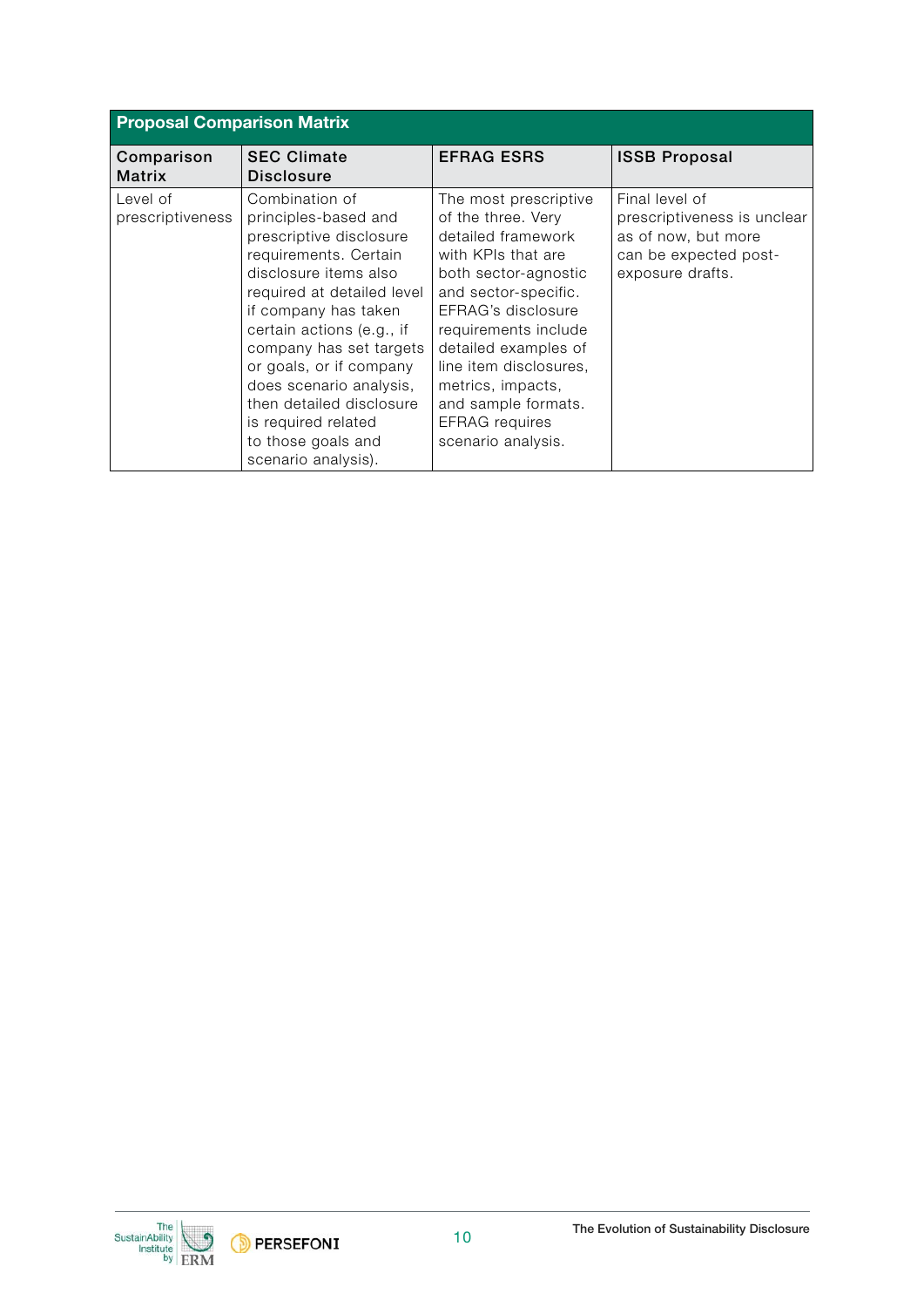| Proposal Comparison Matrix | | | |
|---|---|---|---|
| **Comparison Matrix** | **SEC Climate Disclosure** | **EFRAG ESRS** | **ISSB Proposal** |
| Level of prescriptiveness | Combination of principles-based and prescriptive disclosure requirements. Certain disclosure items also required at detailed level if company has taken certain actions (e.g., if company has set targets or goals, or if company does scenario analysis, then detailed disclosure is required related to those goals and scenario analysis). | The most prescriptive of the three. Very detailed framework with KPIs that are both sector-agnostic and sector-specific. EFRAG's disclosure requirements include detailed examples of line item disclosures, metrics, impacts, and sample formats. EFRAG requires scenario analysis. | Final level of prescriptiveness is unclear as of now, but more can be expected post-exposure drafts. |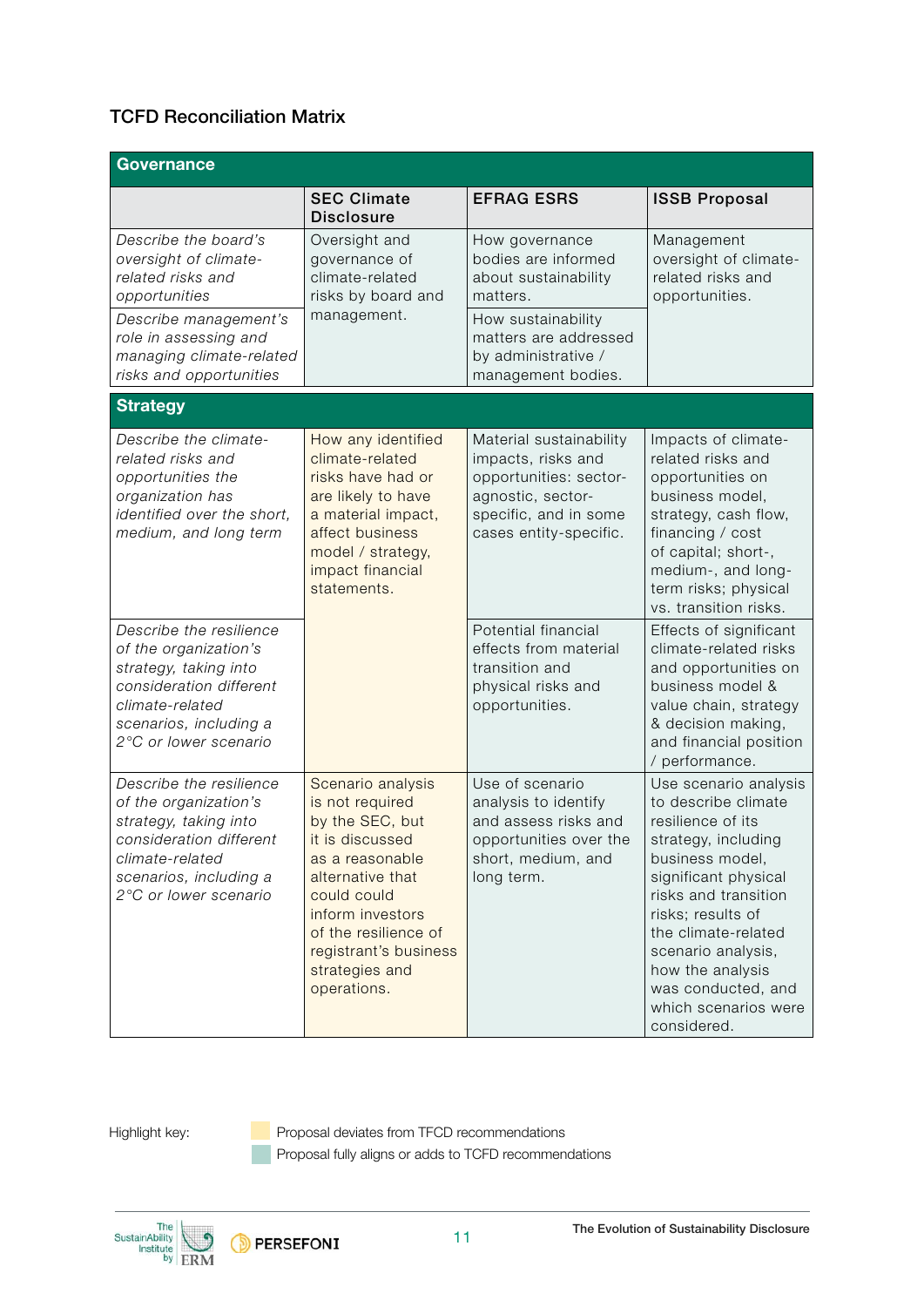### TCFD Reconciliation Matrix

| Governance | | | |
|---|---|---|---|
| | **SEC Climate Disclosure** | **EFRAG ESRS** | **ISSB Proposal** |
| *Describe the board's oversight of climate-related risks and opportunities* | Oversight and governance of climate-related risks by board and management. | How governance bodies are informed about sustainability matters. | Management oversight of climate-related risks and opportunities. |
| *Describe management's role in assessing and managing climate-related risks and opportunities* | | How sustainability matters are addressed by administrative / management bodies. | |

| Strategy | | | |
|---|---|---|---|
| *Describe the climate-related risks and opportunities the organization has identified over the short, medium, and long term* | How any identified climate-related risks have had or are likely to have a material impact, affect business model / strategy, impact financial statements. | Material sustainability impacts, risks and opportunities: sector-agnostic, sector-specific, and in some cases entity-specific. | Impacts of climate-related risks and opportunities on business model, strategy, cash flow, financing / cost of capital; short-, medium-, and long-term risks; physical vs. transition risks. |
| *Describe the resilience of the organization's strategy, taking into consideration different climate-related scenarios, including a 2°C or lower scenario* | | Potential financial effects from material transition and physical risks and opportunities. | Effects of significant climate-related risks and opportunities on business model & value chain, strategy & decision making, and financial position / performance. |
| *Describe the resilience of the organization's strategy, taking into consideration different climate-related scenarios, including a 2°C or lower scenario* | Scenario analysis is not required by the SEC, but it is discussed as a reasonable alternative that could could inform investors of the resilience of the registrant's business strategies and operations. | Use of scenario analysis to identify and assess risks and opportunities over the short, medium, and long term. | Use scenario analysis to describe climate resilience of its strategy, including business model, significant physical risks and transition risks; results of the climate-related scenario analysis, how the analysis was conducted, and which scenarios were considered. |

Highlight key:

- Proposal deviates from TFCD recommendations
- Proposal fully aligns or adds to TCFD recommendations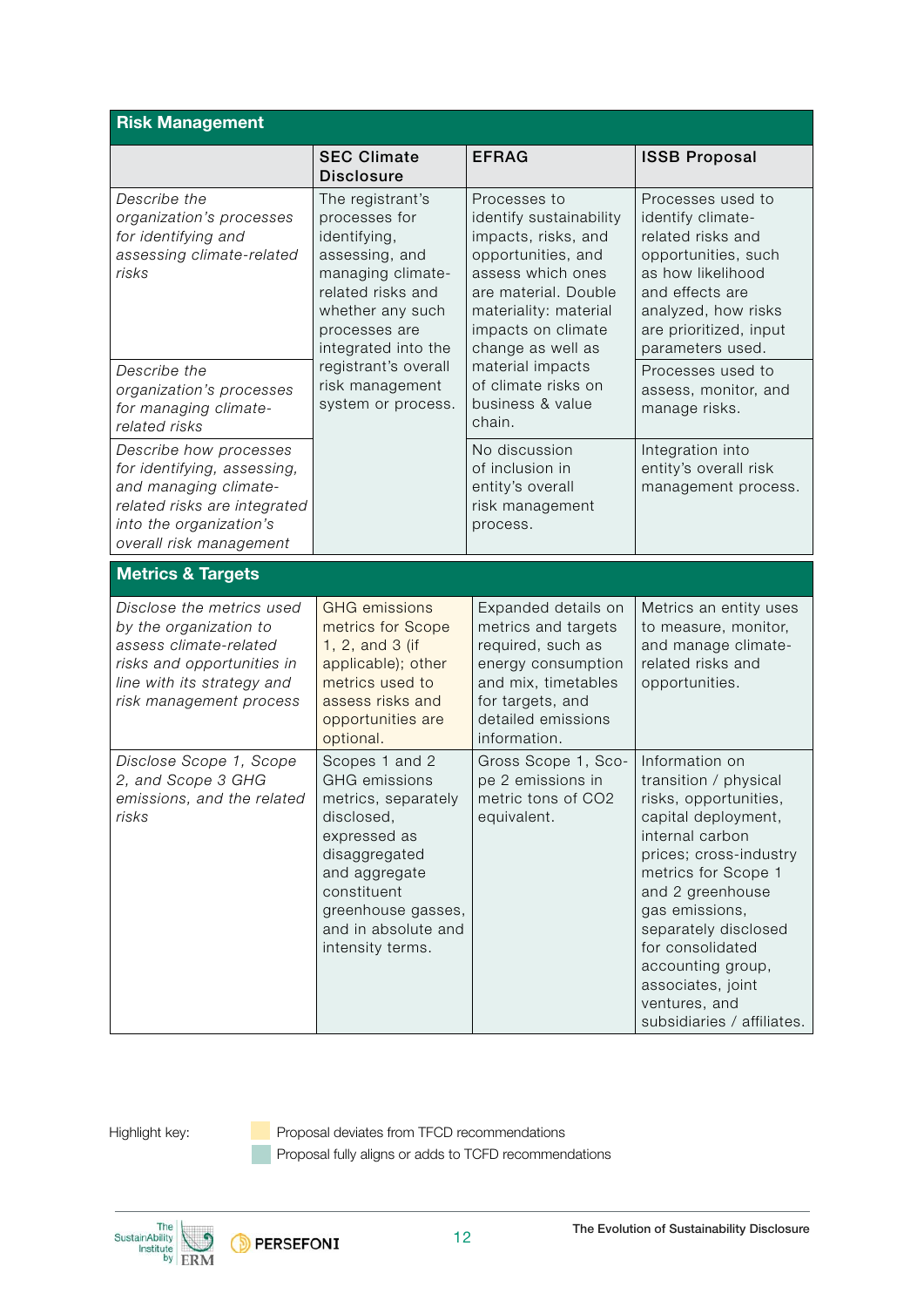| Risk Management | | | |
|---|---|---|---|
| | **SEC Climate Disclosure** | **EFRAG** | **ISSB Proposal** |
| *Describe the organization's processes for identifying and assessing climate-related risks* | The registrant's processes for identifying, assessing, and managing climate-related risks and whether any such processes are integrated into the registrant's overall risk management system or process. | Processes to identify sustainability impacts, risks, and opportunities, and assess which ones are material. Double materiality: material impacts on climate change as well as material impacts of climate risks on business & value chain. | Processes used to identify climate-related risks and opportunities, such as how likelihood and effects are analyzed, how risks are prioritized, input parameters used. |
| *Describe the organization's processes for managing climate-related risks* | | | Processes used to assess, monitor, and manage risks. |
| *Describe how processes for identifying, assessing, and managing climate-related risks are integrated into the organization's overall risk management* | | No discussion of inclusion in entity's overall risk management process. | Integration into entity's overall risk management process. |

| Metrics & Targets | | | |
|---|---|---|---|
| *Disclose the metrics used by the organization to assess climate-related risks and opportunities in line with its strategy and risk management process* | GHG emissions metrics for Scope 1, 2, and 3 (if applicable); other metrics used to assess risks and opportunities are optional. | Expanded details on metrics and targets required, such as energy consumption and mix, timetables for targets, and detailed emissions information. | Metrics an entity uses to measure, monitor, and manage climate-related risks and opportunities. |
| *Disclose Scope 1, Scope 2, and Scope 3 GHG emissions, and the related risks* | Scopes 1 and 2 GHG emissions metrics, separately disclosed, expressed as disaggregated and aggregate constituent greenhouse gasses, and in absolute and intensity terms. | Gross Scope 1, Scope 2 emissions in metric tons of $CO_2$ equivalent. | Information on transition / physical risks, opportunities, capital deployment, internal carbon prices; cross-industry metrics for Scope 1 and 2 greenhouse gas emissions, separately disclosed for consolidated accounting group, associates, joint ventures, and subsidiaries / affiliates. |

Highlight key:

- Proposal deviates from TFCD recommendations
- Proposal fully aligns or adds to TCFD recommendations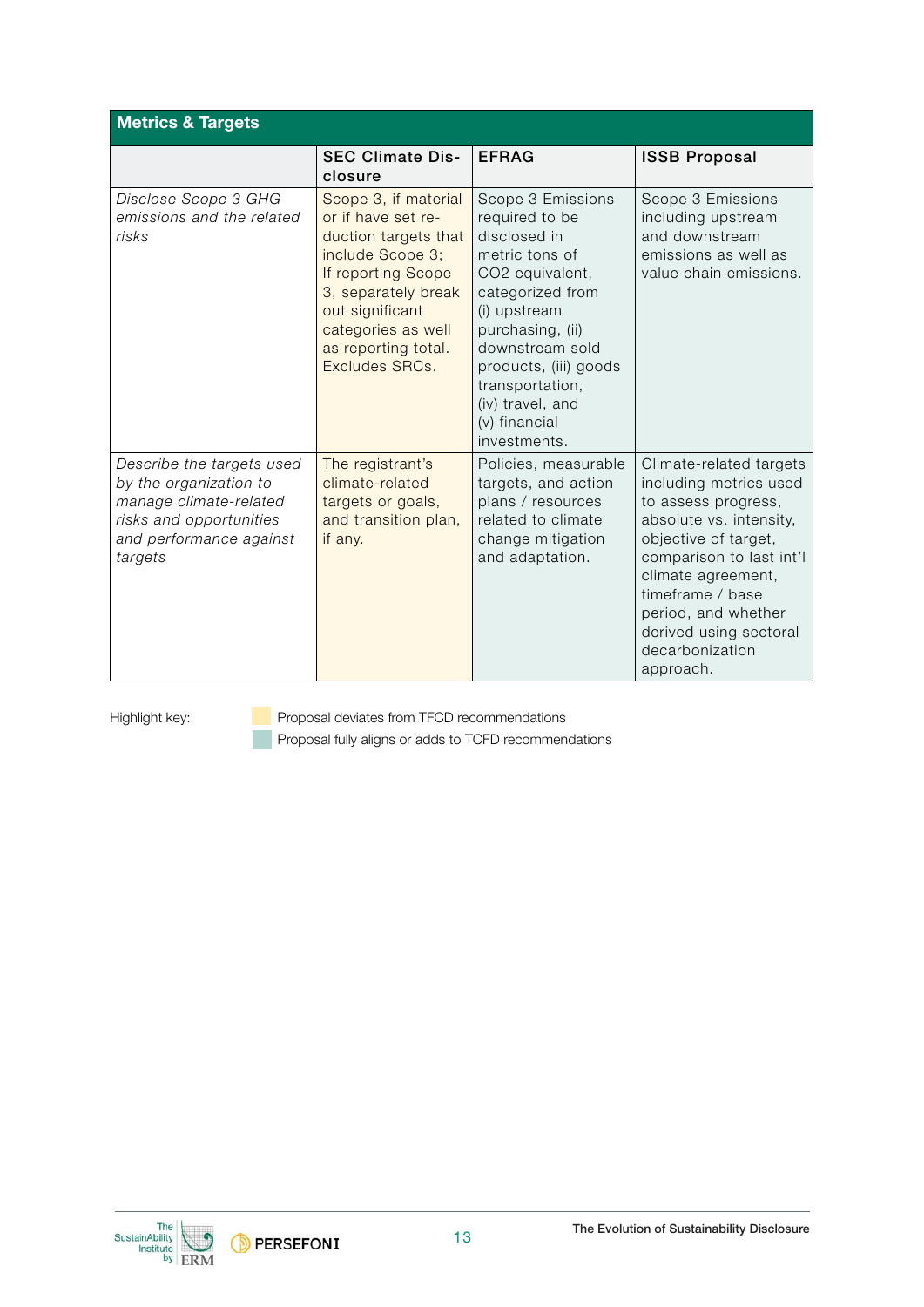| Metrics & Targets | | | |
|---|---|---|---|
| | **SEC Climate Disclosure** | **EFRAG** | **ISSB Proposal** |
| *Disclose Scope 3 GHG emissions and the related risks* | Scope 3, if material or if have set reduction targets that include Scope 3; If reporting Scope 3, separately break out significant categories as well as reporting total. Excludes SRCs. | Scope 3 Emissions required to be disclosed in metric tons of CO2 equivalent, categorized from (i) upstream purchasing, (ii) downstream sold products, (iii) goods transportation, (iv) travel, and (v) financial investments. | Scope 3 Emissions including upstream and downstream emissions as well as value chain emissions. |
| *Describe the targets used by the organization to manage climate-related risks and opportunities and performance against targets* | The registrant's climate-related targets or goals, and transition plan, if any. | Policies, measurable targets, and action plans / resources related to climate change mitigation and adaptation. | Climate-related targets including metrics used to assess progress, absolute vs. intensity, objective of target, comparison to last int'l climate agreement, timeframe / base period, and whether derived using sectoral decarbonization approach. |

Highlight key:

- Proposal deviates from TFCD recommendations
- Proposal fully aligns or adds to TCFD recommendations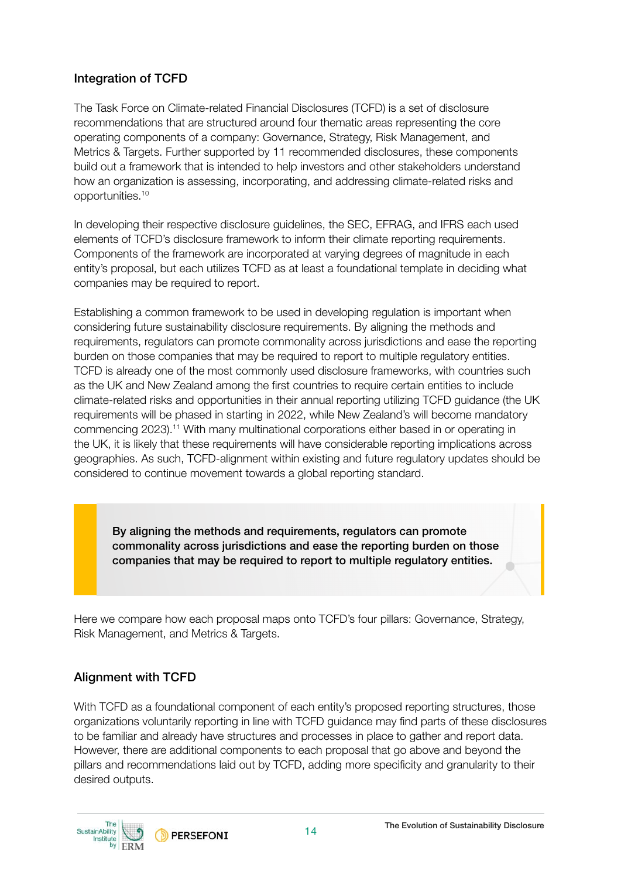## Integration of TCFD

The Task Force on Climate-related Financial Disclosures (TCFD) is a set of disclosure recommendations that are structured around four thematic areas representing the core operating components of a company: Governance, Strategy, Risk Management, and Metrics & Targets. Further supported by 11 recommended disclosures, these components build out a framework that is intended to help investors and other stakeholders understand how an organization is assessing, incorporating, and addressing climate-related risks and opportunities.[10]

In developing their respective disclosure guidelines, the SEC, EFRAG, and IFRS each used elements of TCFD's disclosure framework to inform their climate reporting requirements. Components of the framework are incorporated at varying degrees of magnitude in each entity's proposal, but each utilizes TCFD as at least a foundational template in deciding what companies may be required to report.

Establishing a common framework to be used in developing regulation is important when considering future sustainability disclosure requirements. By aligning the methods and requirements, regulators can promote commonality across jurisdictions and ease the reporting burden on those companies that may be required to report to multiple regulatory entities. TCFD is already one of the most commonly used disclosure frameworks, with countries such as the UK and New Zealand among the first countries to require certain entities to include climate-related risks and opportunities in their annual reporting utilizing TCFD guidance (the UK requirements will be phased in starting in 2022, while New Zealand's will become mandatory commencing 2023).[11] With many multinational corporations either based in or operating in the UK, it is likely that these requirements will have considerable reporting implications across geographies. As such, TCFD-alignment within existing and future regulatory updates should be considered to continue movement towards a global reporting standard.

> **By aligning the methods and requirements, regulators can promote commonality across jurisdictions and ease the reporting burden on those companies that may be required to report to multiple regulatory entities.**

Here we compare how each proposal maps onto TCFD's four pillars: Governance, Strategy, Risk Management, and Metrics & Targets.

## Alignment with TCFD

With TCFD as a foundational component of each entity's proposed reporting structures, those organizations voluntarily reporting in line with TCFD guidance may find parts of these disclosures to be familiar and already have structures and processes in place to gather and report data. However, there are additional components to each proposal that go above and beyond the pillars and recommendations laid out by TCFD, adding more specificity and granularity to their desired outputs.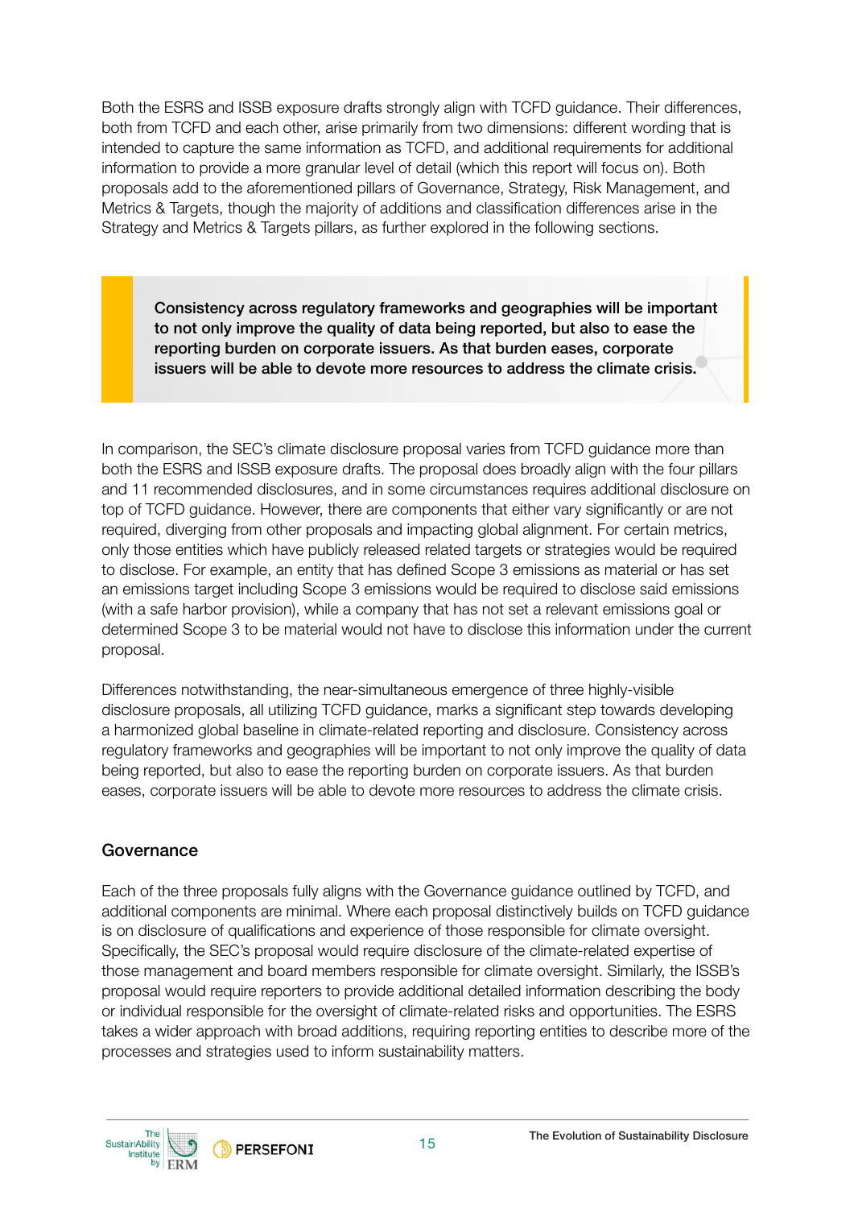Both the ESRS and ISSB exposure drafts strongly align with TCFD guidance. Their differences, both from TCFD and each other, arise primarily from two dimensions: different wording that is intended to capture the same information as TCFD, and additional requirements for additional information to provide a more granular level of detail (which this report will focus on). Both proposals add to the aforementioned pillars of Governance, Strategy, Risk Management, and Metrics & Targets, though the majority of additions and classification differences arise in the Strategy and Metrics & Targets pillars, as further explored in the following sections.

> **Consistency across regulatory frameworks and geographies will be important to not only improve the quality of data being reported, but also to ease the reporting burden on corporate issuers. As that burden eases, corporate issuers will be able to devote more resources to address the climate crisis.**

In comparison, the SEC's climate disclosure proposal varies from TCFD guidance more than both the ESRS and ISSB exposure drafts. The proposal does broadly align with the four pillars and 11 recommended disclosures, and in some circumstances requires additional disclosure on top of TCFD guidance. However, there are components that either vary significantly or are not required, diverging from other proposals and impacting global alignment. For certain metrics, only those entities which have publicly released related targets or strategies would be required to disclose. For example, an entity that has defined Scope 3 emissions as material or has set an emissions target including Scope 3 emissions would be required to disclose said emissions (with a safe harbor provision), while a company that has not set a relevant emissions goal or determined Scope 3 to be material would not have to disclose this information under the current proposal.

Differences notwithstanding, the near-simultaneous emergence of three highly-visible disclosure proposals, all utilizing TCFD guidance, marks a significant step towards developing a harmonized global baseline in climate-related reporting and disclosure. Consistency across regulatory frameworks and geographies will be important to not only improve the quality of data being reported, but also to ease the reporting burden on corporate issuers. As that burden eases, corporate issuers will be able to devote more resources to address the climate crisis.

## Governance

Each of the three proposals fully aligns with the Governance guidance outlined by TCFD, and additional components are minimal. Where each proposal distinctively builds on TCFD guidance is on disclosure of qualifications and experience of those responsible for climate oversight. Specifically, the SEC's proposal would require disclosure of the climate-related expertise of those management and board members responsible for climate oversight. Similarly, the ISSB's proposal would require reporters to provide additional detailed information describing the body or individual responsible for the oversight of climate-related risks and opportunities. The ESRS takes a wider approach with broad additions, requiring reporting entities to describe more of the processes and strategies used to inform sustainability matters.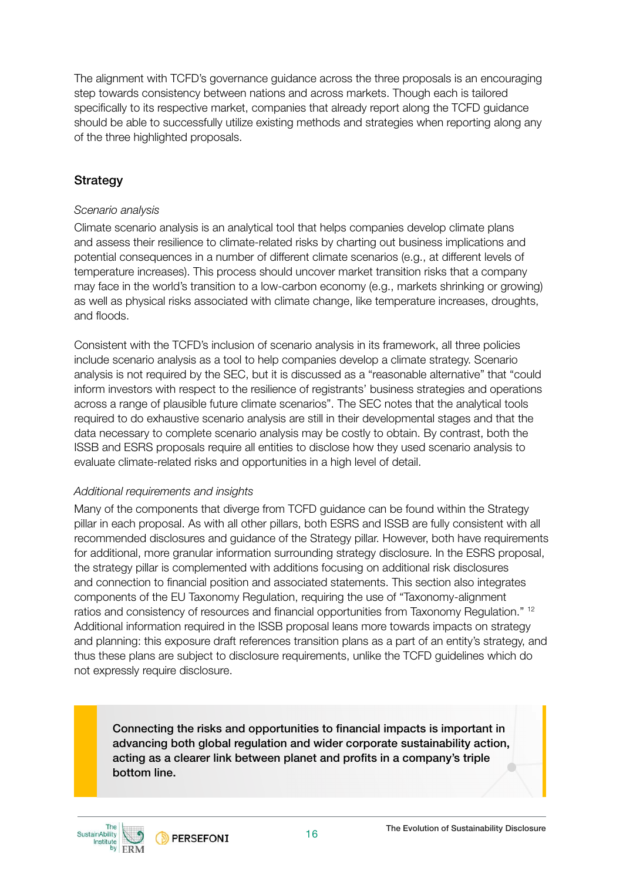The alignment with TCFD's governance guidance across the three proposals is an encouraging step towards consistency between nations and across markets. Though each is tailored specifically to its respective market, companies that already report along the TCFD guidance should be able to successfully utilize existing methods and strategies when reporting along any of the three highlighted proposals.

## Strategy

*Scenario analysis*

Climate scenario analysis is an analytical tool that helps companies develop climate plans and assess their resilience to climate-related risks by charting out business implications and potential consequences in a number of different climate scenarios (e.g., at different levels of temperature increases). This process should uncover market transition risks that a company may face in the world's transition to a low-carbon economy (e.g., markets shrinking or growing) as well as physical risks associated with climate change, like temperature increases, droughts, and floods.

Consistent with the TCFD's inclusion of scenario analysis in its framework, all three policies include scenario analysis as a tool to help companies develop a climate strategy. Scenario analysis is not required by the SEC, but it is discussed as a "reasonable alternative" that "could inform investors with respect to the resilience of registrants' business strategies and operations across a range of plausible future climate scenarios". The SEC notes that the analytical tools required to do exhaustive scenario analysis are still in their developmental stages and that the data necessary to complete scenario analysis may be costly to obtain. By contrast, both the ISSB and ESRS proposals require all entities to disclose how they used scenario analysis to evaluate climate-related risks and opportunities in a high level of detail.

*Additional requirements and insights*

Many of the components that diverge from TCFD guidance can be found within the Strategy pillar in each proposal. As with all other pillars, both ESRS and ISSB are fully consistent with all recommended disclosures and guidance of the Strategy pillar. However, both have requirements for additional, more granular information surrounding strategy disclosure. In the ESRS proposal, the strategy pillar is complemented with additions focusing on additional risk disclosures and connection to financial position and associated statements. This section also integrates components of the EU Taxonomy Regulation, requiring the use of "Taxonomy-alignment ratios and consistency of resources and financial opportunities from Taxonomy Regulation." [12] Additional information required in the ISSB proposal leans more towards impacts on strategy and planning: this exposure draft references transition plans as a part of an entity's strategy, and thus these plans are subject to disclosure requirements, unlike the TCFD guidelines which do not expressly require disclosure.

> **Connecting the risks and opportunities to financial impacts is important in advancing both global regulation and wider corporate sustainability action, acting as a clearer link between planet and profits in a company's triple bottom line.**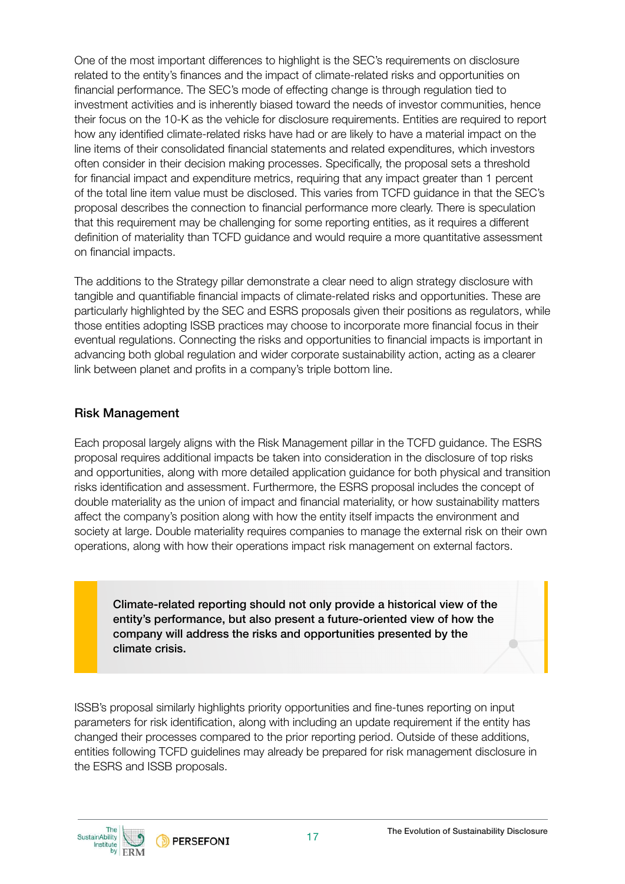One of the most important differences to highlight is the SEC's requirements on disclosure related to the entity's finances and the impact of climate-related risks and opportunities on financial performance. The SEC's mode of effecting change is through regulation tied to investment activities and is inherently biased toward the needs of investor communities, hence their focus on the 10-K as the vehicle for disclosure requirements. Entities are required to report how any identified climate-related risks have had or are likely to have a material impact on the line items of their consolidated financial statements and related expenditures, which investors often consider in their decision making processes. Specifically, the proposal sets a threshold for financial impact and expenditure metrics, requiring that any impact greater than 1 percent of the total line item value must be disclosed. This varies from TCFD guidance in that the SEC's proposal describes the connection to financial performance more clearly. There is speculation that this requirement may be challenging for some reporting entities, as it requires a different definition of materiality than TCFD guidance and would require a more quantitative assessment on financial impacts.

The additions to the Strategy pillar demonstrate a clear need to align strategy disclosure with tangible and quantifiable financial impacts of climate-related risks and opportunities. These are particularly highlighted by the SEC and ESRS proposals given their positions as regulators, while those entities adopting ISSB practices may choose to incorporate more financial focus in their eventual regulations. Connecting the risks and opportunities to financial impacts is important in advancing both global regulation and wider corporate sustainability action, acting as a clearer link between planet and profits in a company's triple bottom line.

## Risk Management

Each proposal largely aligns with the Risk Management pillar in the TCFD guidance. The ESRS proposal requires additional impacts be taken into consideration in the disclosure of top risks and opportunities, along with more detailed application guidance for both physical and transition risks identification and assessment. Furthermore, the ESRS proposal includes the concept of double materiality as the union of impact and financial materiality, or how sustainability matters affect the company's position along with how the entity itself impacts the environment and society at large. Double materiality requires companies to manage the external risk on their own operations, along with how their operations impact risk management on external factors.

> **Climate-related reporting should not only provide a historical view of the entity's performance, but also present a future-oriented view of how the company will address the risks and opportunities presented by the climate crisis.**

ISSB's proposal similarly highlights priority opportunities and fine-tunes reporting on input parameters for risk identification, along with including an update requirement if the entity has changed their processes compared to the prior reporting period. Outside of these additions, entities following TCFD guidelines may already be prepared for risk management disclosure in the ESRS and ISSB proposals.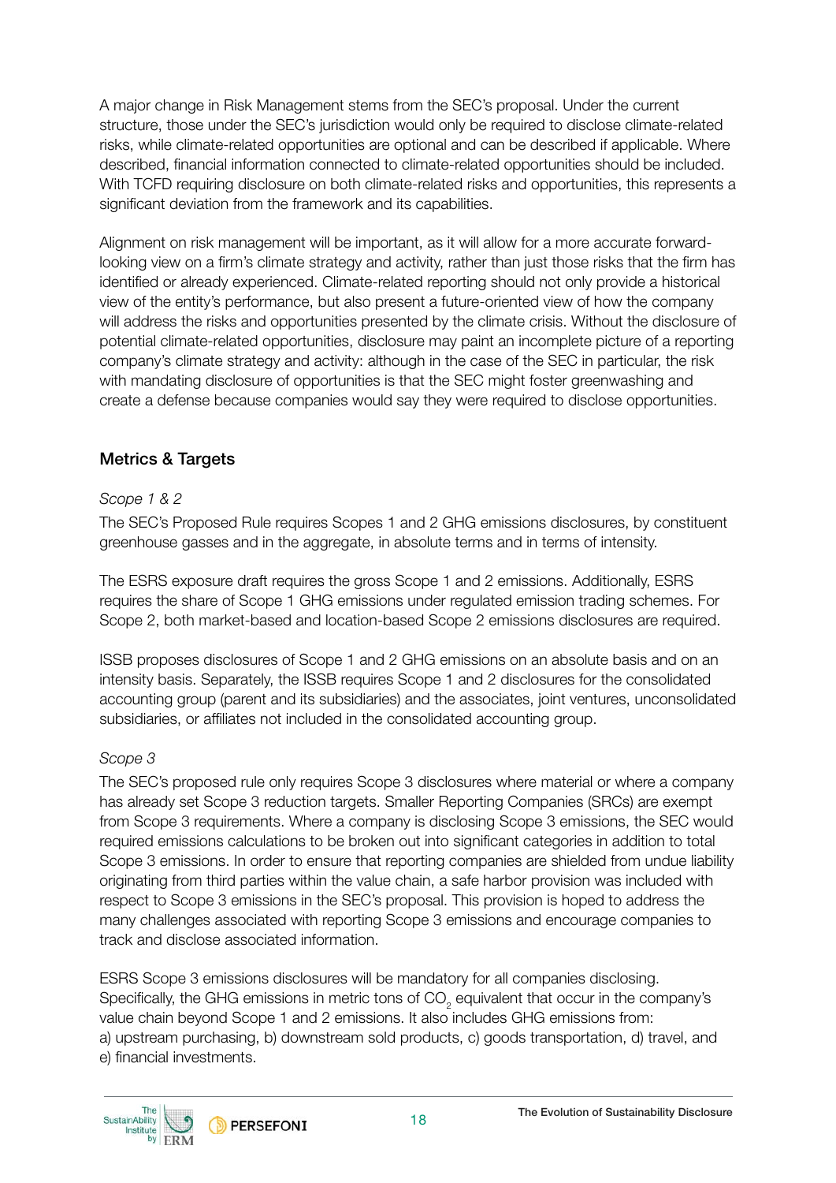A major change in Risk Management stems from the SEC's proposal. Under the current structure, those under the SEC's jurisdiction would only be required to disclose climate-related risks, while climate-related opportunities are optional and can be described if applicable. Where described, financial information connected to climate-related opportunities should be included. With TCFD requiring disclosure on both climate-related risks and opportunities, this represents a significant deviation from the framework and its capabilities.

Alignment on risk management will be important, as it will allow for a more accurate forward-looking view on a firm's climate strategy and activity, rather than just those risks that the firm has identified or already experienced. Climate-related reporting should not only provide a historical view of the entity's performance, but also present a future-oriented view of how the company will address the risks and opportunities presented by the climate crisis. Without the disclosure of potential climate-related opportunities, disclosure may paint an incomplete picture of a reporting company's climate strategy and activity: although in the case of the SEC in particular, the risk with mandating disclosure of opportunities is that the SEC might foster greenwashing and create a defense because companies would say they were required to disclose opportunities.

## Metrics & Targets

*Scope 1 & 2*

The SEC's Proposed Rule requires Scopes 1 and 2 GHG emissions disclosures, by constituent greenhouse gasses and in the aggregate, in absolute terms and in terms of intensity.

The ESRS exposure draft requires the gross Scope 1 and 2 emissions. Additionally, ESRS requires the share of Scope 1 GHG emissions under regulated emission trading schemes. For Scope 2, both market-based and location-based Scope 2 emissions disclosures are required.

ISSB proposes disclosures of Scope 1 and 2 GHG emissions on an absolute basis and on an intensity basis. Separately, the ISSB requires Scope 1 and 2 disclosures for the consolidated accounting group (parent and its subsidiaries) and the associates, joint ventures, unconsolidated subsidiaries, or affiliates not included in the consolidated accounting group.

*Scope 3*

The SEC's proposed rule only requires Scope 3 disclosures where material or where a company has already set Scope 3 reduction targets. Smaller Reporting Companies (SRCs) are exempt from Scope 3 requirements. Where a company is disclosing Scope 3 emissions, the SEC would required emissions calculations to be broken out into significant categories in addition to total Scope 3 emissions. In order to ensure that reporting companies are shielded from undue liability originating from third parties within the value chain, a safe harbor provision was included with respect to Scope 3 emissions in the SEC's proposal. This provision is hoped to address the many challenges associated with reporting Scope 3 emissions and encourage companies to track and disclose associated information.

ESRS Scope 3 emissions disclosures will be mandatory for all companies disclosing. Specifically, the GHG emissions in metric tons of $CO_2$ equivalent that occur in the company's value chain beyond Scope 1 and 2 emissions. It also includes GHG emissions from: a) upstream purchasing, b) downstream sold products, c) goods transportation, d) travel, and e) financial investments.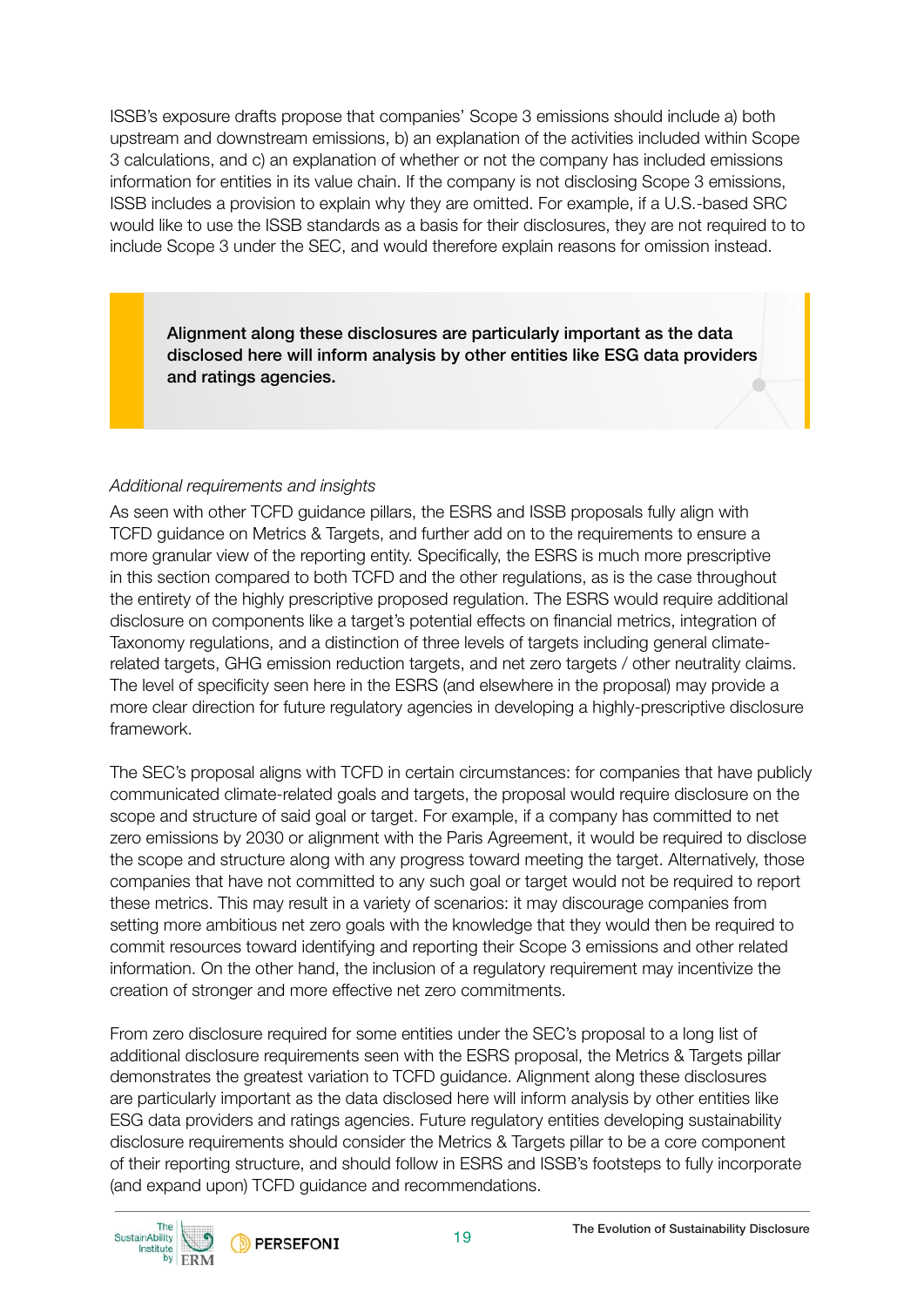ISSB's exposure drafts propose that companies' Scope 3 emissions should include a) both upstream and downstream emissions, b) an explanation of the activities included within Scope 3 calculations, and c) an explanation of whether or not the company has included emissions information for entities in its value chain. If the company is not disclosing Scope 3 emissions, ISSB includes a provision to explain why they are omitted. For example, if a U.S.-based SRC would like to use the ISSB standards as a basis for their disclosures, they are not required to to include Scope 3 under the SEC, and would therefore explain reasons for omission instead.

> **Alignment along these disclosures are particularly important as the data disclosed here will inform analysis by other entities like ESG data providers and ratings agencies.**

*Additional requirements and insights*

As seen with other TCFD guidance pillars, the ESRS and ISSB proposals fully align with TCFD guidance on Metrics & Targets, and further add on to the requirements to ensure a more granular view of the reporting entity. Specifically, the ESRS is much more prescriptive in this section compared to both TCFD and the other regulations, as is the case throughout the entirety of the highly prescriptive proposed regulation. The ESRS would require additional disclosure on components like a target's potential effects on financial metrics, integration of Taxonomy regulations, and a distinction of three levels of targets including general climate-related targets, GHG emission reduction targets, and net zero targets / other neutrality claims. The level of specificity seen here in the ESRS (and elsewhere in the proposal) may provide a more clear direction for future regulatory agencies in developing a highly-prescriptive disclosure framework.

The SEC's proposal aligns with TCFD in certain circumstances: for companies that have publicly communicated climate-related goals and targets, the proposal would require disclosure on the scope and structure of said goal or target. For example, if a company has committed to net zero emissions by 2030 or alignment with the Paris Agreement, it would be required to disclose the scope and structure along with any progress toward meeting the target. Alternatively, those companies that have not committed to any such goal or target would not be required to report these metrics. This may result in a variety of scenarios: it may discourage companies from setting more ambitious net zero goals with the knowledge that they would then be required to commit resources toward identifying and reporting their Scope 3 emissions and other related information. On the other hand, the inclusion of a regulatory requirement may incentivize the creation of stronger and more effective net zero commitments.

From zero disclosure required for some entities under the SEC's proposal to a long list of additional disclosure requirements seen with the ESRS proposal, the Metrics & Targets pillar demonstrates the greatest variation to TCFD guidance. Alignment along these disclosures are particularly important as the data disclosed here will inform analysis by other entities like ESG data providers and ratings agencies. Future regulatory entities developing sustainability disclosure requirements should consider the Metrics & Targets pillar to be a core component of their reporting structure, and should follow in ESRS and ISSB's footsteps to fully incorporate (and expand upon) TCFD guidance and recommendations.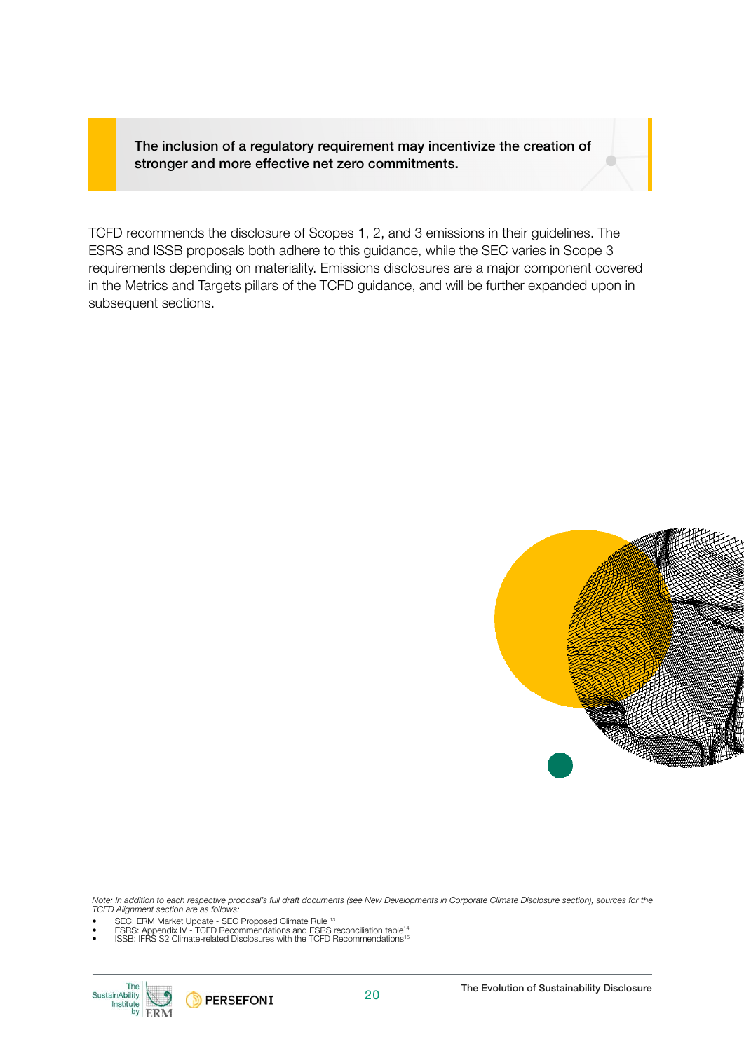> **The inclusion of a regulatory requirement may incentivize the creation of stronger and more effective net zero commitments.**

TCFD recommends the disclosure of Scopes 1, 2, and 3 emissions in their guidelines. The ESRS and ISSB proposals both adhere to this guidance, while the SEC varies in Scope 3 requirements depending on materiality. Emissions disclosures are a major component covered in the Metrics and Targets pillars of the TCFD guidance, and will be further expanded upon in subsequent sections.

*Note: In addition to each respective proposal's full draft documents (see New Developments in Corporate Climate Disclosure section), sources for the TCFD Alignment section are as follows:*

- SEC: ERM Market Update - SEC Proposed Climate Rule [13]
- ESRS: Appendix IV - TCFD Recommendations and ESRS reconciliation table[14]
- ISSB: IFRS S2 Climate-related Disclosures with the TCFD Recommendations[15]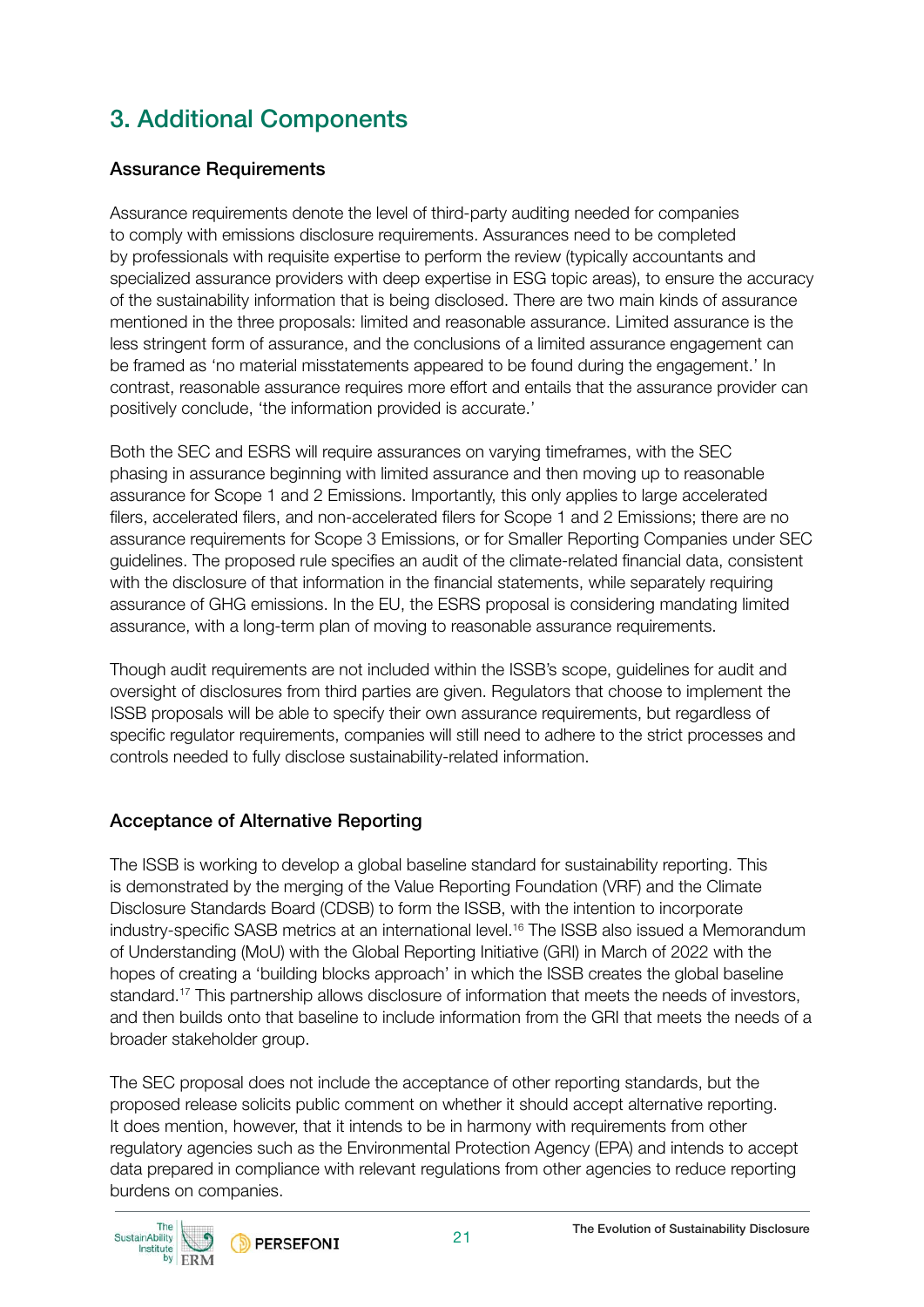# 3. Additional Components

## Assurance Requirements

Assurance requirements denote the level of third-party auditing needed for companies to comply with emissions disclosure requirements. Assurances need to be completed by professionals with requisite expertise to perform the review (typically accountants and specialized assurance providers with deep expertise in ESG topic areas), to ensure the accuracy of the sustainability information that is being disclosed. There are two main kinds of assurance mentioned in the three proposals: limited and reasonable assurance. Limited assurance is the less stringent form of assurance, and the conclusions of a limited assurance engagement can be framed as 'no material misstatements appeared to be found during the engagement.' In contrast, reasonable assurance requires more effort and entails that the assurance provider can positively conclude, 'the information provided is accurate.'

Both the SEC and ESRS will require assurances on varying timeframes, with the SEC phasing in assurance beginning with limited assurance and then moving up to reasonable assurance for Scope 1 and 2 Emissions. Importantly, this only applies to large accelerated filers, accelerated filers, and non-accelerated filers for Scope 1 and 2 Emissions; there are no assurance requirements for Scope 3 Emissions, or for Smaller Reporting Companies under SEC guidelines. The proposed rule specifies an audit of the climate-related financial data, consistent with the disclosure of that information in the financial statements, while separately requiring assurance of GHG emissions. In the EU, the ESRS proposal is considering mandating limited assurance, with a long-term plan of moving to reasonable assurance requirements.

Though audit requirements are not included within the ISSB's scope, guidelines for audit and oversight of disclosures from third parties are given. Regulators that choose to implement the ISSB proposals will be able to specify their own assurance requirements, but regardless of specific regulator requirements, companies will still need to adhere to the strict processes and controls needed to fully disclose sustainability-related information.

## Acceptance of Alternative Reporting

The ISSB is working to develop a global baseline standard for sustainability reporting. This is demonstrated by the merging of the Value Reporting Foundation (VRF) and the Climate Disclosure Standards Board (CDSB) to form the ISSB, with the intention to incorporate industry-specific SASB metrics at an international level.[16] The ISSB also issued a Memorandum of Understanding (MoU) with the Global Reporting Initiative (GRI) in March of 2022 with the hopes of creating a 'building blocks approach' in which the ISSB creates the global baseline standard.[17] This partnership allows disclosure of information that meets the needs of investors, and then builds onto that baseline to include information from the GRI that meets the needs of a broader stakeholder group.

The SEC proposal does not include the acceptance of other reporting standards, but the proposed release solicits public comment on whether it should accept alternative reporting. It does mention, however, that it intends to be in harmony with requirements from other regulatory agencies such as the Environmental Protection Agency (EPA) and intends to accept data prepared in compliance with relevant regulations from other agencies to reduce reporting burdens on companies.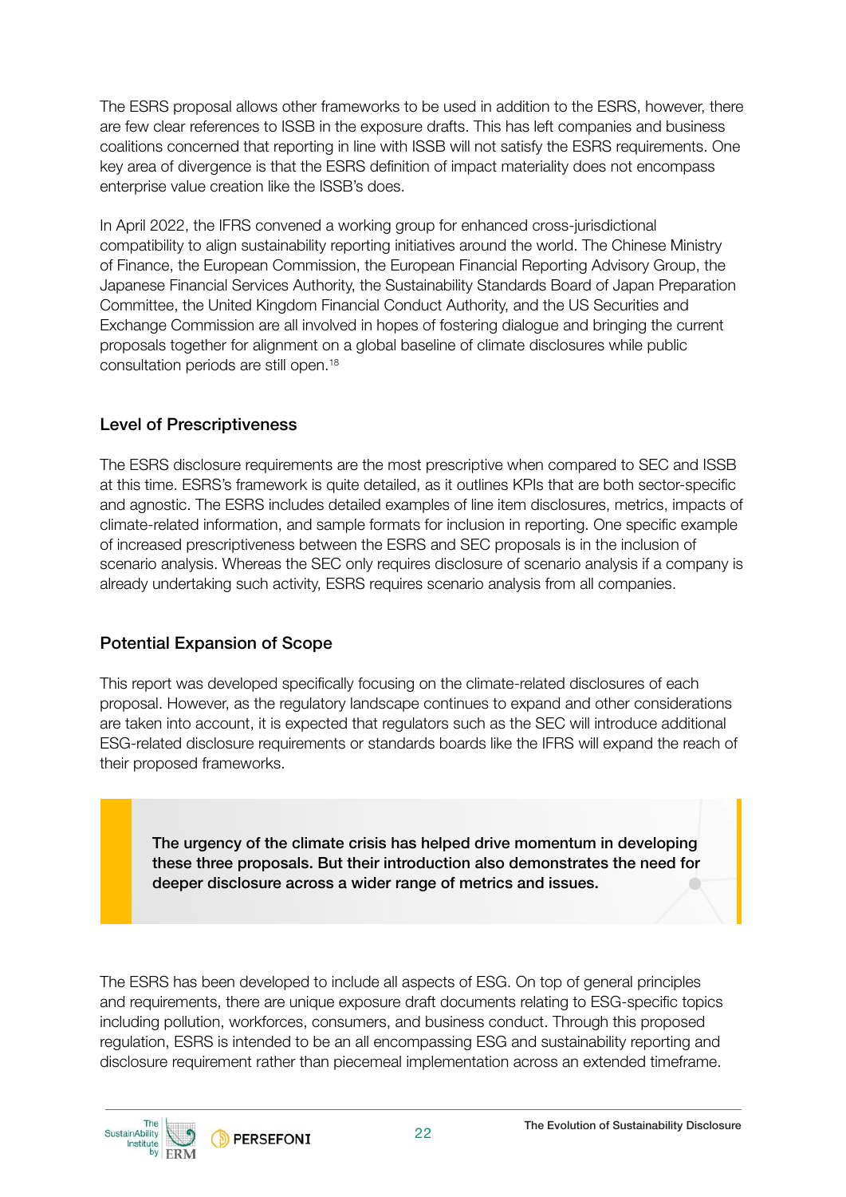The ESRS proposal allows other frameworks to be used in addition to the ESRS, however, there are few clear references to ISSB in the exposure drafts. This has left companies and business coalitions concerned that reporting in line with ISSB will not satisfy the ESRS requirements. One key area of divergence is that the ESRS definition of impact materiality does not encompass enterprise value creation like the ISSB's does.

In April 2022, the IFRS convened a working group for enhanced cross-jurisdictional compatibility to align sustainability reporting initiatives around the world. The Chinese Ministry of Finance, the European Commission, the European Financial Reporting Advisory Group, the Japanese Financial Services Authority, the Sustainability Standards Board of Japan Preparation Committee, the United Kingdom Financial Conduct Authority, and the US Securities and Exchange Commission are all involved in hopes of fostering dialogue and bringing the current proposals together for alignment on a global baseline of climate disclosures while public consultation periods are still open.[18]

### Level of Prescriptiveness

The ESRS disclosure requirements are the most prescriptive when compared to SEC and ISSB at this time. ESRS's framework is quite detailed, as it outlines KPIs that are both sector-specific and agnostic. The ESRS includes detailed examples of line item disclosures, metrics, impacts of climate-related information, and sample formats for inclusion in reporting. One specific example of increased prescriptiveness between the ESRS and SEC proposals is in the inclusion of scenario analysis. Whereas the SEC only requires disclosure of scenario analysis if a company is already undertaking such activity, ESRS requires scenario analysis from all companies.

### Potential Expansion of Scope

This report was developed specifically focusing on the climate-related disclosures of each proposal. However, as the regulatory landscape continues to expand and other considerations are taken into account, it is expected that regulators such as the SEC will introduce additional ESG-related disclosure requirements or standards boards like the IFRS will expand the reach of their proposed frameworks.

> **The urgency of the climate crisis has helped drive momentum in developing these three proposals. But their introduction also demonstrates the need for deeper disclosure across a wider range of metrics and issues.**

The ESRS has been developed to include all aspects of ESG. On top of general principles and requirements, there are unique exposure draft documents relating to ESG-specific topics including pollution, workforces, consumers, and business conduct. Through this proposed regulation, ESRS is intended to be an all encompassing ESG and sustainability reporting and disclosure requirement rather than piecemeal implementation across an extended timeframe.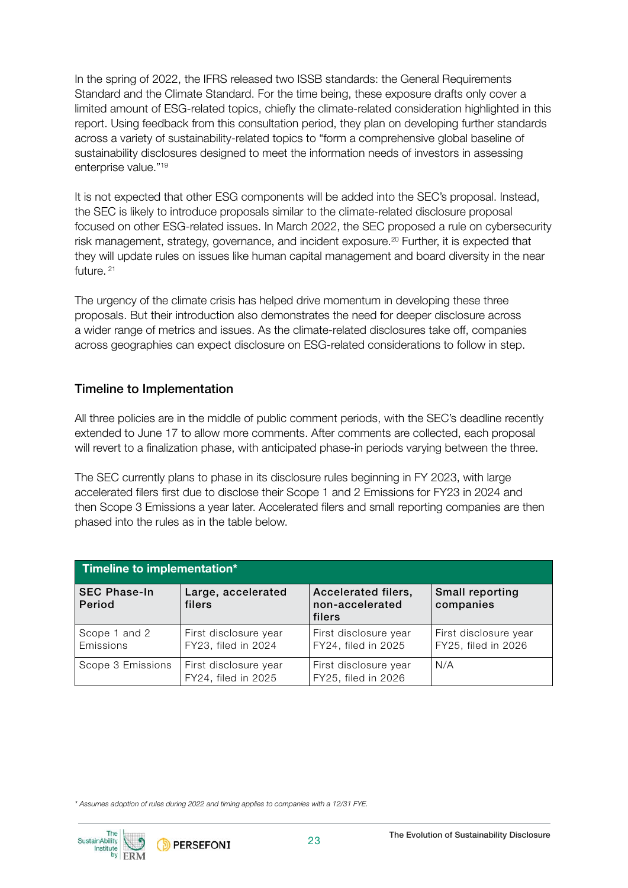In the spring of 2022, the IFRS released two ISSB standards: the General Requirements Standard and the Climate Standard. For the time being, these exposure drafts only cover a limited amount of ESG-related topics, chiefly the climate-related consideration highlighted in this report. Using feedback from this consultation period, they plan on developing further standards across a variety of sustainability-related topics to "form a comprehensive global baseline of sustainability disclosures designed to meet the information needs of investors in assessing enterprise value."[19]

It is not expected that other ESG components will be added into the SEC's proposal. Instead, the SEC is likely to introduce proposals similar to the climate-related disclosure proposal focused on other ESG-related issues. In March 2022, the SEC proposed a rule on cybersecurity risk management, strategy, governance, and incident exposure.[20] Further, it is expected that they will update rules on issues like human capital management and board diversity in the near future. [21]

The urgency of the climate crisis has helped drive momentum in developing these three proposals. But their introduction also demonstrates the need for deeper disclosure across a wider range of metrics and issues. As the climate-related disclosures take off, companies across geographies can expect disclosure on ESG-related considerations to follow in step.

## Timeline to Implementation

All three policies are in the middle of public comment periods, with the SEC's deadline recently extended to June 17 to allow more comments. After comments are collected, each proposal will revert to a finalization phase, with anticipated phase-in periods varying between the three.

The SEC currently plans to phase in its disclosure rules beginning in FY 2023, with large accelerated filers first due to disclose their Scope 1 and 2 Emissions for FY23 in 2024 and then Scope 3 Emissions a year later. Accelerated filers and small reporting companies are then phased into the rules as in the table below.

**Timeline to implementation***

| SEC Phase-In Period | Large, accelerated filers | Accelerated filers, non-accelerated filers | Small reporting companies |
|---|---|---|---|
| Scope 1 and 2 Emissions | First disclosure year FY23, filed in 2024 | First disclosure year FY24, filed in 2025 | First disclosure year FY25, filed in 2026 |
| Scope 3 Emissions | First disclosure year FY24, filed in 2025 | First disclosure year FY25, filed in 2026 | N/A |

*\* Assumes adoption of rules during 2022 and timing applies to companies with a 12/31 FYE.*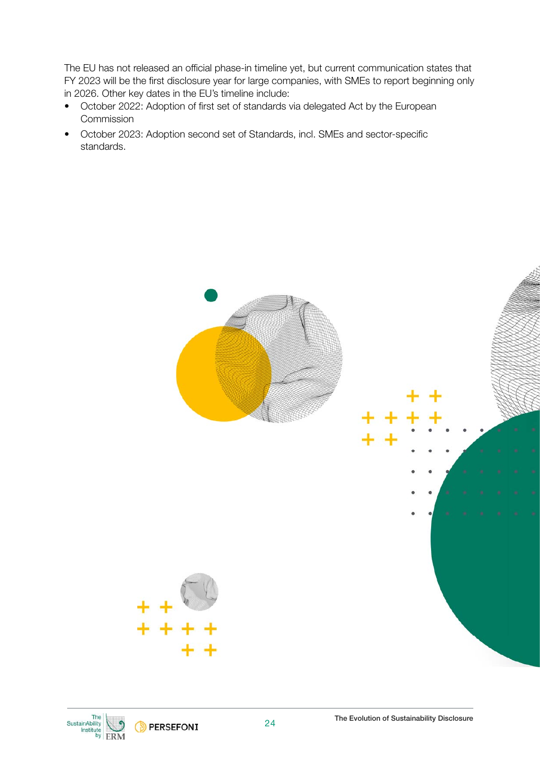The EU has not released an official phase-in timeline yet, but current communication states that FY 2023 will be the first disclosure year for large companies, with SMEs to report beginning only in 2026. Other key dates in the EU's timeline include:

- October 2022: Adoption of first set of standards via delegated Act by the European Commission
- October 2023: Adoption second set of Standards, incl. SMEs and sector-specific standards.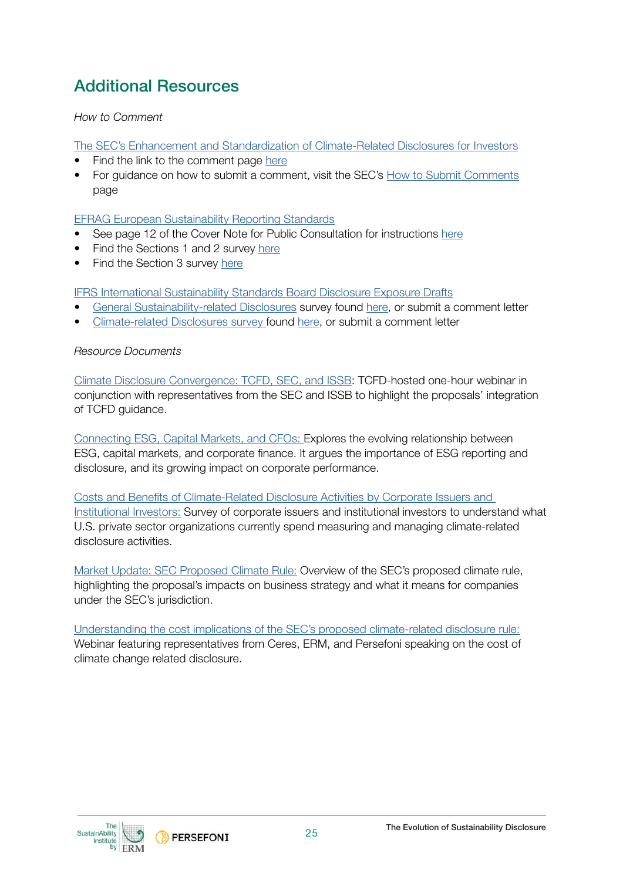## Additional Resources

*How to Comment*

The SEC's Enhancement and Standardization of Climate-Related Disclosures for Investors

- Find the link to the comment page here
- For guidance on how to submit a comment, visit the SEC's How to Submit Comments page

EFRAG European Sustainability Reporting Standards

- See page 12 of the Cover Note for Public Consultation for instructions here
- Find the Sections 1 and 2 survey here
- Find the Section 3 survey here

IFRS International Sustainability Standards Board Disclosure Exposure Drafts

- General Sustainability-related Disclosures survey found here, or submit a comment letter
- Climate-related Disclosures survey found here, or submit a comment letter

*Resource Documents*

Climate Disclosure Convergence: TCFD, SEC, and ISSB: TCFD-hosted one-hour webinar in conjunction with representatives from the SEC and ISSB to highlight the proposals' integration of TCFD guidance.

Connecting ESG, Capital Markets, and CFOs: Explores the evolving relationship between ESG, capital markets, and corporate finance. It argues the importance of ESG reporting and disclosure, and its growing impact on corporate performance.

Costs and Benefits of Climate-Related Disclosure Activities by Corporate Issuers and Institutional Investors: Survey of corporate issuers and institutional investors to understand what U.S. private sector organizations currently spend measuring and managing climate-related disclosure activities.

Market Update: SEC Proposed Climate Rule: Overview of the SEC's proposed climate rule, highlighting the proposal's impacts on business strategy and what it means for companies under the SEC's jurisdiction.

Understanding the cost implications of the SEC's proposed climate-related disclosure rule: Webinar featuring representatives from Ceres, ERM, and Persefoni speaking on the cost of climate change related disclosure.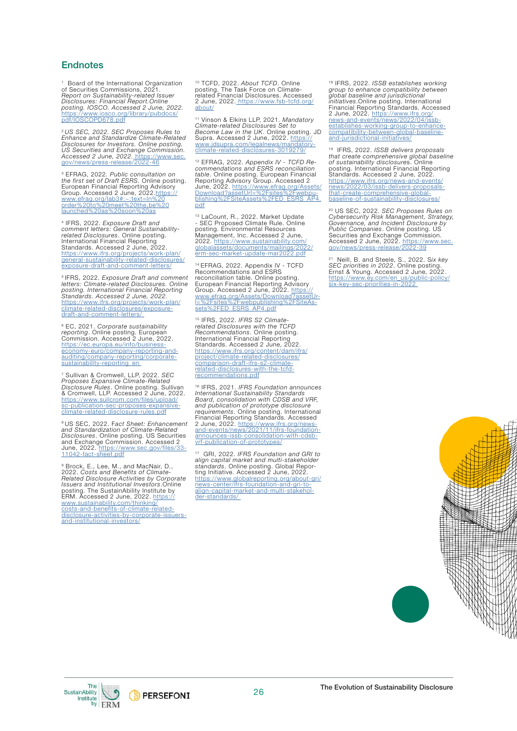## Endnotes

[1] Board of the International Organization of Securities Commissions, 2021. *Report on Sustainability-related Issuer Disclosures: Financial Report.Online posting. IOSCO. Accessed 2 June, 2022.* https://www.iosco.org/library/pubdocs/pdf/IOSCOPD678.pdf

[2] *US SEC, 2022. SEC Proposes Rules to Enhance and Standardize Climate-Related Disclosures for Investors. Online posting. US Securities and Exchange Commission. Accessed 2 June, 2022.* https://www.sec.gov/news/press-release/2022-46

[3] EFRAG, 2022. *Public consultation on the first set of Draft ESRS.* Online posting. European Financial Reporting Advisory Group. Accessed 2 June, 2022.https://www.efrag.org/lab3#:~:text=In%20order%20to%20meet%20the,be%20launched%20as%20soon%20as

[4] IFRS, 2022. *Exposure Draft and comment letters: General Sustainability-related Disclosures.* Online posting. International Financial Reporting Standards. Accessed 2 June, 2022. https://www.ifrs.org/projects/work-plan/general-sustainability-related-disclosures/exposure-draft-and-comment-letters/

[5] IFRS, 2022. *Exposure Draft and comment letters: Climate-related Disclosures. Online posting. International Financial Reporting Standards. Accessed 2 June, 2022.* https://www.ifrs.org/projects/work-plan/climate-related-disclosures/exposure-draft-and-comment-letters/

[6] EC, 2021. *Corporate sustainability reporting.* Online posting. European Commission. Accessed 2 June, 2022. https://ec.europa.eu/info/business-economy-euro/company-reporting-and-auditing/company-reporting/corporate-sustainability-reporting_en

[7] Sullivan & Cromwell, LLP, 2022. *SEC Proposes Expansive Climate-Related Disclosure Rules.* Online posting. Sullivan & Cromwell, LLP. Accessed 2 June, 2022. https://www.sullcrom.com/files/upload/sc-publication-sec-proposes-expansive-climate-related-disclosure-rules.pdf

[8] US SEC, 2022. *Fact Sheet: Enhancement and Standardization of Climate-Related Disclosures.* Online posting. US Securities and Exchange Commission. Accessed 2 June, 2022. https://www.sec.gov/files/33-11042-fact-sheet.pdf

[9] Brock, E., Lee, M., and MacNair, D., 2022. *Costs and Benefits of Climate-Related Disclosure Activities by Corporate Issuers and Institutional Investors.*Online posting. The SustainAbility Institute by ERM. Accessed 2 June, 2022. https://www.sustainability.com/thinking/costs-and-benefits-of-climate-related-disclosure-activities-by-corporate-issuers-and-institutional-investors/

[10] TCFD, 2022. *About TCFD.* Online posting. The Task Force on Climate-related Financial Disclosures. Accessed 2 June, 2022. https://www.fsb-tcfd.org/about/

[11] Vinson & Elkins LLP, 2021. *Mandatory Climate-related Disclosures Set to Become Law in the UK.* Online posting. JD Supra. Accessed 2 June, 2022. https://www.jdsupra.com/legalnews/mandatory-climate-related-disclosures-3019279/

[12] EFRAG, 2022. *Appendix IV - TCFD Recommendations and ESRS reconciliation table.* Online posting. European Financial Reporting Advisory Group. Accessed 2 June, 2022. https://www.efrag.org/Assets/Download?assetUrl=%2Fsites%2Fwebpublishing%2FSiteAssets%2FED_ESRS_AP4.pdf

[13] LaCount, R., 2022. Market Update - SEC Proposed Climate Rule. Online posting. Environmental Resources Management, Inc. Accessed 2 June, 2022. https://www.sustainability.com/globalassets/documents/mailings/2022/erm-sec-market-update-mar2022.pdf

[14] EFRAG, 2022. Appendix IV - TCFD Recommendations and ESRS reconciliation table. Online posting. European Financial Reporting Advisory Group. Accessed 2 June, 2022. https://www.efrag.org/Assets/Download?assetUrl=%2Fsites%2Fwebpublishing%2FSiteAssets%2FED_ESRS_AP4.pdf

[15] IFRS, 2022. *IFRS S2 Climate-related Disclosures with the TCFD Recommendations.* Online posting. International Financial Reporting Standards. Accessed 2 June, 2022. https://www.ifrs.org/content/dam/ifrs/project/climate-related-disclosures/comparison-draft-ifrs-s2-climate-related-disclosures-with-the-tcfd-recommendations.pdf

[16] IFRS, 2021. *IFRS Foundation announces International Sustainability Standards Board, consolidation with CDSB and VRF, and publication of prototype disclosure requirements.* Online posting. International Financial Reporting Standards. Accessed 2 June, 2022. https://www.ifrs.org/news-and-events/news/2021/11/ifrs-foundation-announces-issb-consolidation-with-cdsb-vrf-publication-of-prototypes/

[17] GRI, 2022. *IFRS Foundation and GRI to align capital market and multi-stakeholder standards.* Online posting. Global Reporting Initiative. Accessed 2 June, 2022. https://www.globalreporting.org/about-gri/news-center/ifrs-foundation-and-gri-to-align-capital-market-and-multi-stakeholder-standards/

[18] IFRS, 2022. *ISSB establishes working group to enhance compatibility between global baseline and jurisdictional initiatives.*Online posting. International Financial Reporting Standards. Accessed 2 June, 2022. https://www.ifrs.org/news-and-events/news/2022/04/issb-establishes-working-group-to-enhance-compatibility-between-global-baseline-and-jurisdictional-initiatives/

[19] IFRS, 2022. *ISSB delivers proposals that create comprehensive global baseline of sustainability disclosures.* Online posting. International Financial Reporting Standards. Accessed 2 June, 2022. https://www.ifrs.org/news-and-events/news/2022/03/issb-delivers-proposals-that-create-comprehensive-global-baseline-of-sustainability-disclosures/

[20] US SEC, 2022. *SEC Proposes Rules on Cybersecurity Risk Management, Strategy, Governance, and Incident Disclosure by Public Companies.* Online posting. US Securities and Exchange Commission. Accessed 2 June, 2022. https://www.sec.gov/news/press-release/2022-39

[21] Neill, B. and Steele, S., 2022. *Six key SEC priorities in 2022.* Online posting. Ernst & Young. Accessed 2 June, 2022. https://www.ey.com/en_us/public-policy/six-key-sec-priorities-in-2022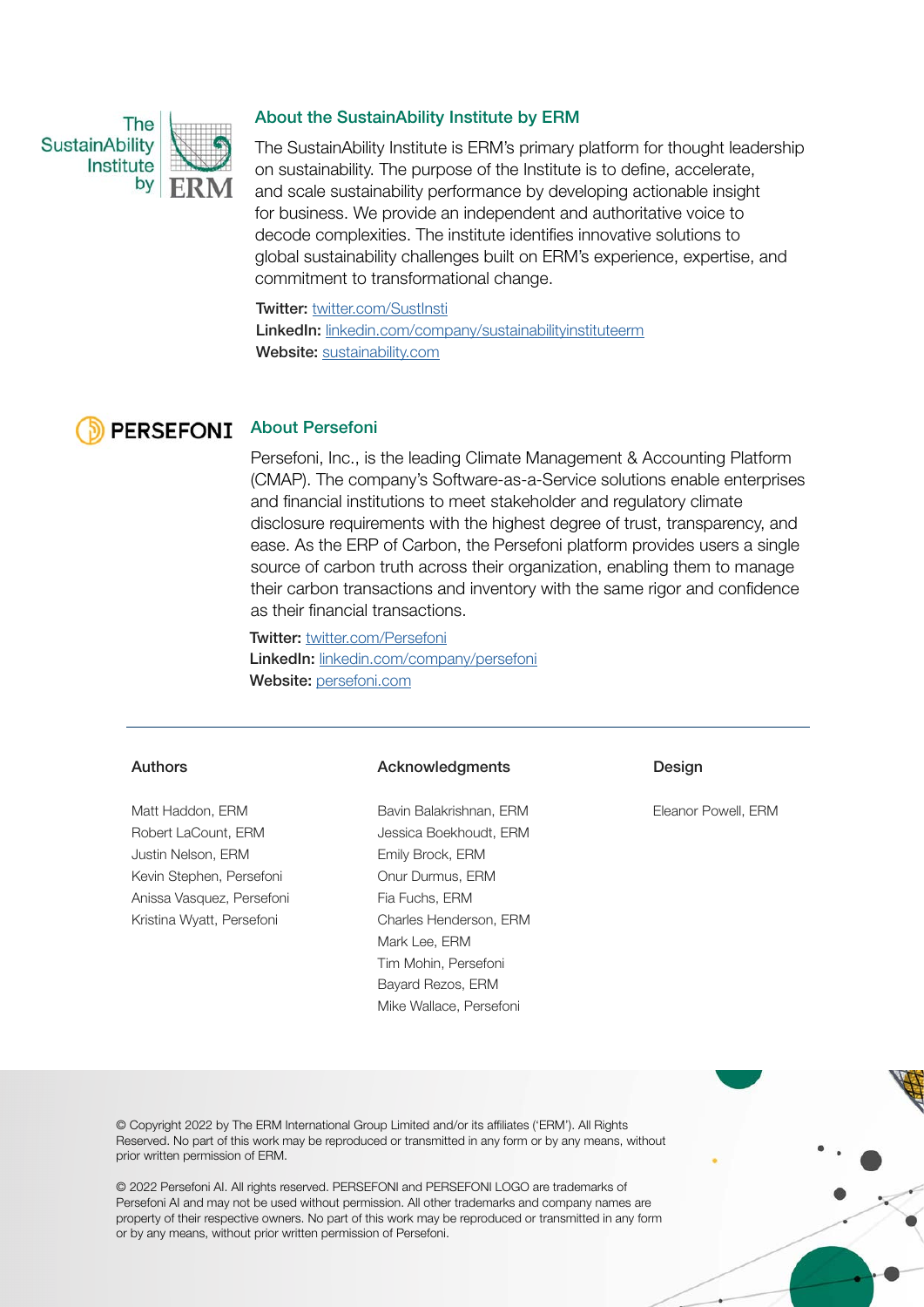## About the SustainAbility Institute by ERM

The SustainAbility Institute is ERM's primary platform for thought leadership on sustainability. The purpose of the Institute is to define, accelerate, and scale sustainability performance by developing actionable insight for business. We provide an independent and authoritative voice to decode complexities. The institute identifies innovative solutions to global sustainability challenges built on ERM's experience, expertise, and commitment to transformational change.

**Twitter:** twitter.com/SustInsti
**LinkedIn:** linkedin.com/company/sustainabilityinstituteerm
**Website:** sustainability.com

## About Persefoni

Persefoni, Inc., is the leading Climate Management & Accounting Platform (CMAP). The company's Software-as-a-Service solutions enable enterprises and financial institutions to meet stakeholder and regulatory climate disclosure requirements with the highest degree of trust, transparency, and ease. As the ERP of Carbon, the Persefoni platform provides users a single source of carbon truth across their organization, enabling them to manage their carbon transactions and inventory with the same rigor and confidence as their financial transactions.

**Twitter:** twitter.com/Persefoni
**LinkedIn:** linkedin.com/company/persefoni
**Website:** persefoni.com

### Authors

Matt Haddon, ERM
Robert LaCount, ERM
Justin Nelson, ERM
Kevin Stephen, Persefoni
Anissa Vasquez, Persefoni
Kristina Wyatt, Persefoni

### Acknowledgments

Bavin Balakrishnan, ERM
Jessica Boekhoudt, ERM
Emily Brock, ERM
Onur Durmus, ERM
Fia Fuchs, ERM
Charles Henderson, ERM
Mark Lee, ERM
Tim Mohin, Persefoni
Bayard Rezos, ERM
Mike Wallace, Persefoni

### Design

Eleanor Powell, ERM

© Copyright 2022 by The ERM International Group Limited and/or its affiliates ('ERM'). All Rights Reserved. No part of this work may be reproduced or transmitted in any form or by any means, without prior written permission of ERM.

© 2022 Persefoni AI. All rights reserved. PERSEFONI and PERSEFONI LOGO are trademarks of Persefoni AI and may not be used without permission. All other trademarks and company names are property of their respective owners. No part of this work may be reproduced or transmitted in any form or by any means, without prior written permission of Persefoni.